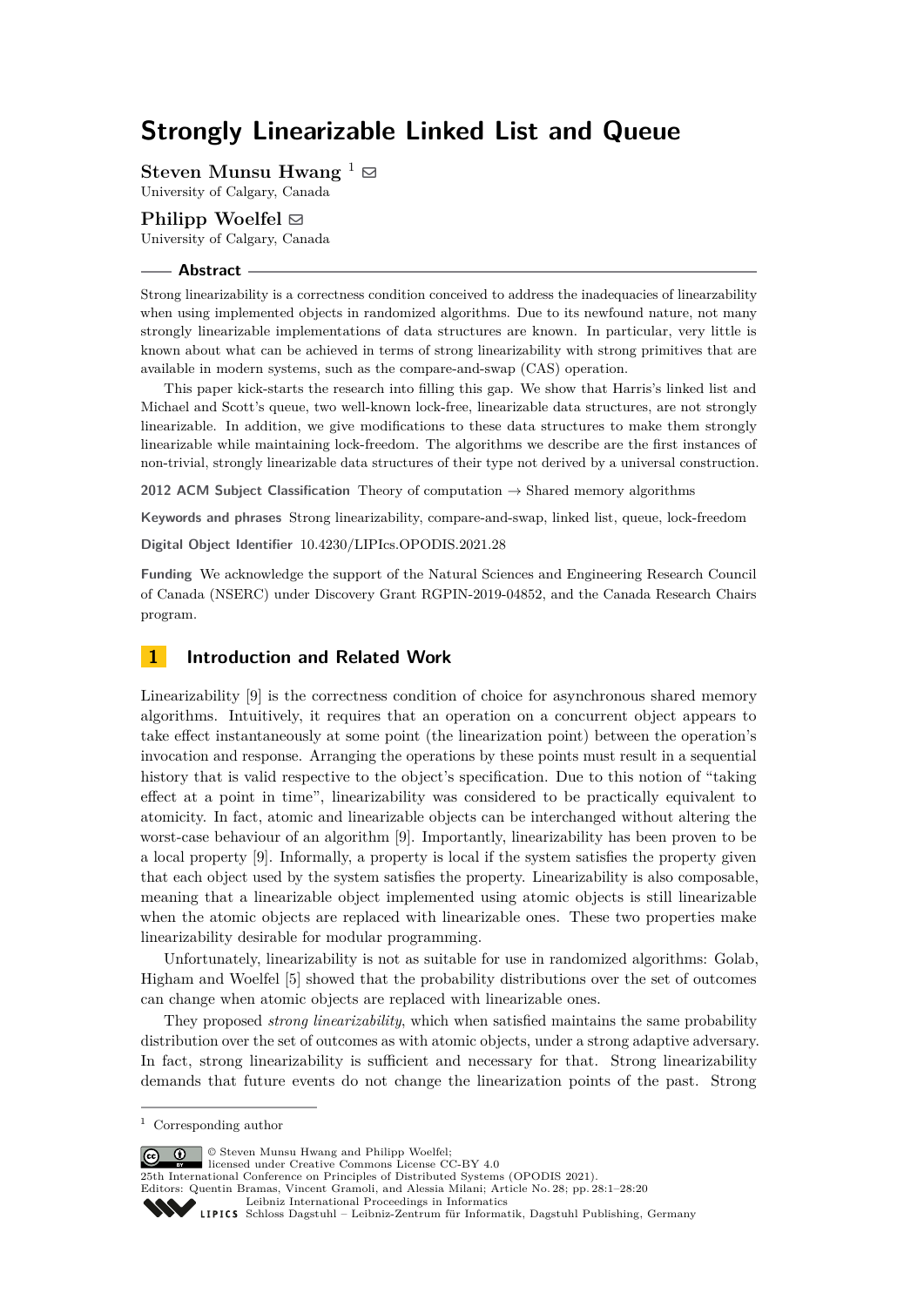# Strongly Linearizable Linked List and Queue

**Steven Munsu Hwang** [1]
University of Calgary, Canada

**Philipp Woelfel**
University of Calgary, Canada

## Abstract

Strong linearizability is a correctness condition conceived to address the inadequacies of linearzability when using implemented objects in randomized algorithms. Due to its newfound nature, not many strongly linearizable implementations of data structures are known. In particular, very little is known about what can be achieved in terms of strong linearizability with strong primitives that are available in modern systems, such as the compare-and-swap (CAS) operation.

This paper kick-starts the research into filling this gap. We show that Harris's linked list and Michael and Scott's queue, two well-known lock-free, linearizable data structures, are not strongly linearizable. In addition, we give modifications to these data structures to make them strongly linearizable while maintaining lock-freedom. The algorithms we describe are the first instances of non-trivial, strongly linearizable data structures of their type not derived by a universal construction.

**2012 ACM Subject Classification** Theory of computation → Shared memory algorithms

**Keywords and phrases** Strong linearizability, compare-and-swap, linked list, queue, lock-freedom

**Digital Object Identifier** 10.4230/LIPIcs.OPODIS.2021.28

**Funding** We acknowledge the support of the Natural Sciences and Engineering Research Council of Canada (NSERC) under Discovery Grant RGPIN-2019-04852, and the Canada Research Chairs program.

## 1 Introduction and Related Work

Linearizability [9] is the correctness condition of choice for asynchronous shared memory algorithms. Intuitively, it requires that an operation on a concurrent object appears to take effect instantaneously at some point (the linearization point) between the operation's invocation and response. Arranging the operations by these points must result in a sequential history that is valid respective to the object's specification. Due to this notion of "taking effect at a point in time", linearizability was considered to be practically equivalent to atomicity. In fact, atomic and linearizable objects can be interchanged without altering the worst-case behaviour of an algorithm [9]. Importantly, linearizability has been proven to be a local property [9]. Informally, a property is local if the system satisfies the property given that each object used by the system satisfies the property. Linearizability is also composable, meaning that a linearizable object implemented using atomic objects is still linearizable when the atomic objects are replaced with linearizable ones. These two properties make linearizability desirable for modular programming.

Unfortunately, linearizability is not as suitable for use in randomized algorithms: Golab, Higham and Woelfel [5] showed that the probability distributions over the set of outcomes can change when atomic objects are replaced with linearizable ones.

They proposed *strong linearizability*, which when satisfied maintains the same probability distribution over the set of outcomes as with atomic objects, under a strong adaptive adversary. In fact, strong linearizability is sufficient and necessary for that. Strong linearizability demands that future events do not change the linearization points of the past. Strong

[1] Corresponding author

© Steven Munsu Hwang and Philipp Woelfel; licensed under Creative Commons License CC-BY 4.0
25th International Conference on Principles of Distributed Systems (OPODIS 2021).
Editors: Quentin Bramas, Vincent Gramoli, and Alessia Milani; Article No. 28; pp. 28:1–28:20
Leibniz International Proceedings in Informatics
Schloss Dagstuhl – Leibniz-Zentrum für Informatik, Dagstuhl Publishing, Germany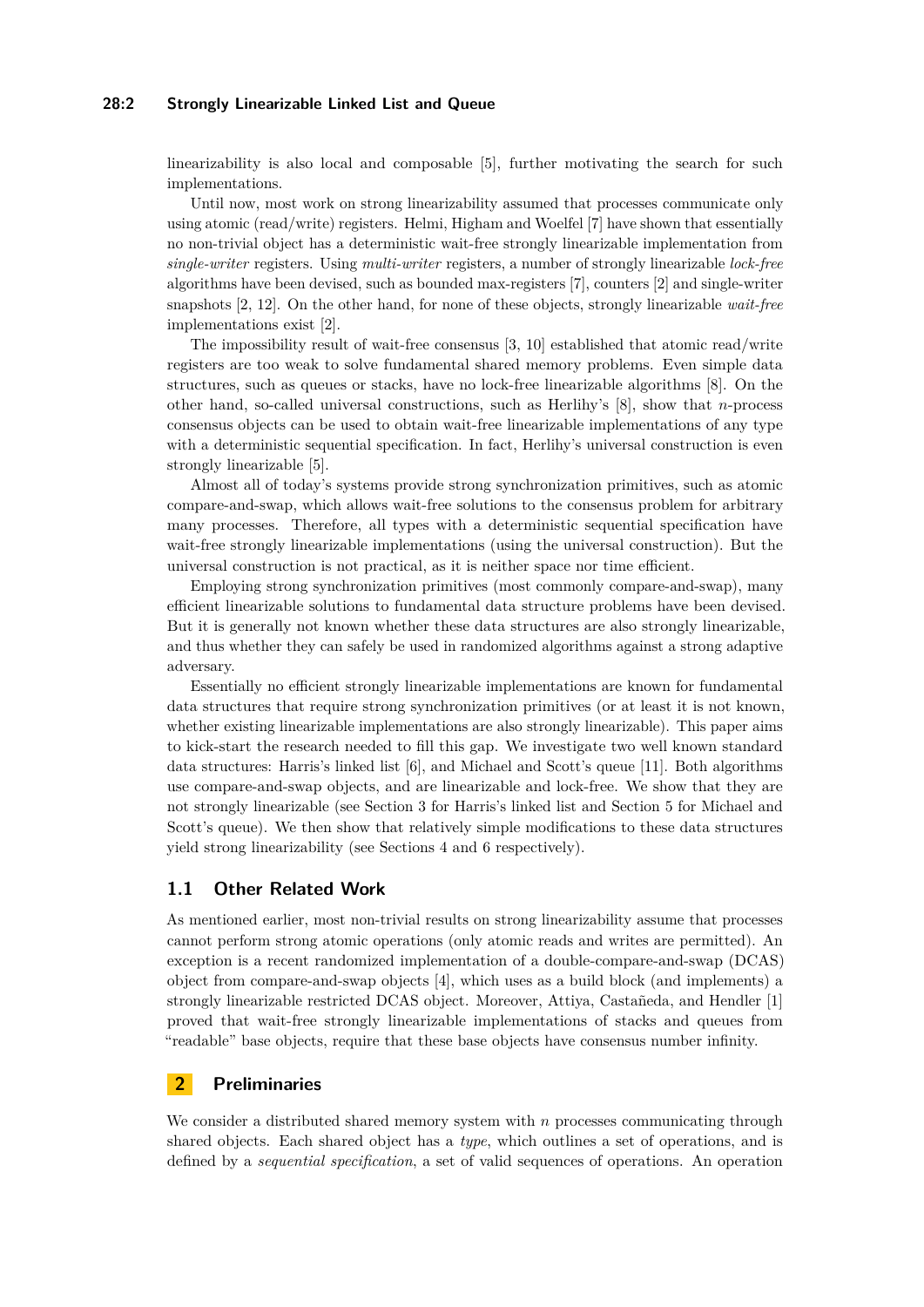linearizability is also local and composable [5], further motivating the search for such implementations.

Until now, most work on strong linearizability assumed that processes communicate only using atomic (read/write) registers. Helmi, Higham and Woelfel [7] have shown that essentially no non-trivial object has a deterministic wait-free strongly linearizable implementation from *single-writer* registers. Using *multi-writer* registers, a number of strongly linearizable *lock-free* algorithms have been devised, such as bounded max-registers [7], counters [2] and single-writer snapshots [2, 12]. On the other hand, for none of these objects, strongly linearizable *wait-free* implementations exist [2].

The impossibility result of wait-free consensus [3, 10] established that atomic read/write registers are too weak to solve fundamental shared memory problems. Even simple data structures, such as queues or stacks, have no lock-free linearizable algorithms [8]. On the other hand, so-called universal constructions, such as Herlihy's [8], show that $n$-process consensus objects can be used to obtain wait-free linearizable implementations of any type with a deterministic sequential specification. In fact, Herlihy's universal construction is even strongly linearizable [5].

Almost all of today's systems provide strong synchronization primitives, such as atomic compare-and-swap, which allows wait-free solutions to the consensus problem for arbitrary many processes. Therefore, all types with a deterministic sequential specification have wait-free strongly linearizable implementations (using the universal construction). But the universal construction is not practical, as it is neither space nor time efficient.

Employing strong synchronization primitives (most commonly compare-and-swap), many efficient linearizable solutions to fundamental data structure problems have been devised. But it is generally not known whether these data structures are also strongly linearizable, and thus whether they can safely be used in randomized algorithms against a strong adaptive adversary.

Essentially no efficient strongly linearizable implementations are known for fundamental data structures that require strong synchronization primitives (or at least it is not known, whether existing linearizable implementations are also strongly linearizable). This paper aims to kick-start the research needed to fill this gap. We investigate two well known standard data structures: Harris's linked list [6], and Michael and Scott's queue [11]. Both algorithms use compare-and-swap objects, and are linearizable and lock-free. We show that they are not strongly linearizable (see Section 3 for Harris's linked list and Section 5 for Michael and Scott's queue). We then show that relatively simple modifications to these data structures yield strong linearizability (see Sections 4 and 6 respectively).

## 1.1 Other Related Work

As mentioned earlier, most non-trivial results on strong linearizability assume that processes cannot perform strong atomic operations (only atomic reads and writes are permitted). An exception is a recent randomized implementation of a double-compare-and-swap (DCAS) object from compare-and-swap objects [4], which uses as a build block (and implements) a strongly linearizable restricted DCAS object. Moreover, Attiya, Castañeda, and Hendler [1] proved that wait-free strongly linearizable implementations of stacks and queues from "readable" base objects, require that these base objects have consensus number infinity.

# 2 Preliminaries

We consider a distributed shared memory system with $n$ processes communicating through shared objects. Each shared object has a *type*, which outlines a set of operations, and is defined by a *sequential specification*, a set of valid sequences of operations. An operation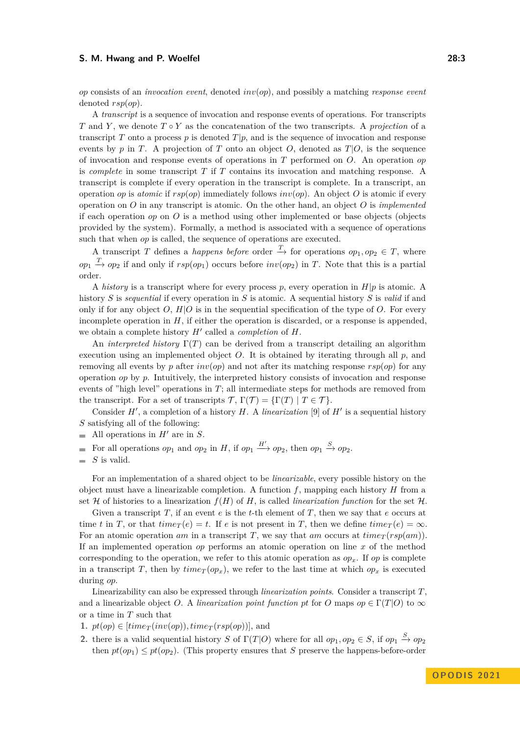*op* consists of an *invocation event*, denoted $inv(op)$, and possibly a matching *response event* denoted $rsp(op)$.

A *transcript* is a sequence of invocation and response events of operations. For transcripts $T$ and $Y$, we denote $T \circ Y$ as the concatenation of the two transcripts. A *projection* of a transcript $T$ onto a process $p$ is denoted $T|p$, and is the sequence of invocation and response events by $p$ in $T$. A projection of $T$ onto an object $O$, denoted as $T|O$, is the sequence of invocation and response events of operations in $T$ performed on $O$. An operation $op$ is *complete* in some transcript $T$ if $T$ contains its invocation and matching response. A transcript is complete if every operation in the transcript is complete. In a transcript, an operation $op$ is *atomic* if $rsp(op)$ immediately follows $inv(op)$. An object $O$ is atomic if every operation on $O$ in any transcript is atomic. On the other hand, an object $O$ is *implemented* if each operation $op$ on $O$ is a method using other implemented or base objects (objects provided by the system). Formally, a method is associated with a sequence of operations such that when $op$ is called, the sequence of operations are executed.

A transcript $T$ defines a *happens before* order $\xrightarrow{T}$ for operations $op_1, op_2 \in T$, where $op_1 \xrightarrow{T} op_2$ if and only if $rsp(op_1)$ occurs before $inv(op_2)$ in $T$. Note that this is a partial order.

A *history* is a transcript where for every process $p$, every operation in $H|p$ is atomic. A history $S$ is *sequential* if every operation in $S$ is atomic. A sequential history $S$ is *valid* if and only if for any object $O$, $H|O$ is in the sequential specification of the type of $O$. For every incomplete operation in $H$, if either the operation is discarded, or a response is appended, we obtain a complete history $H'$ called a *completion* of $H$.

An *interpreted history* $\Gamma(T)$ can be derived from a transcript detailing an algorithm execution using an implemented object $O$. It is obtained by iterating through all $p$, and removing all events by $p$ after $inv(op)$ and not after its matching response $rsp(op)$ for any operation $op$ by $p$. Intuitively, the interpreted history consists of invocation and response events of "high level" operations in $T$; all intermediate steps for methods are removed from the transcript. For a set of transcripts $\mathcal{T}$, $\Gamma(\mathcal{T}) = \{\Gamma(T) \mid T \in \mathcal{T}\}$.

Consider $H'$, a completion of a history $H$. A *linearization* [9] of $H'$ is a sequential history $S$ satisfying all of the following:

- All operations in $H'$ are in $S$.
- For all operations $op_1$ and $op_2$ in $H$, if $op_1 \xrightarrow{H'} op_2$, then $op_1 \xrightarrow{S} op_2$.
- $S$ is valid.

For an implementation of a shared object to be *linearizable*, every possible history on the object must have a linearizable completion. A function $f$, mapping each history $H$ from a set $\mathcal{H}$ of histories to a linearization $f(H)$ of $H$, is called *linearization function* for the set $\mathcal{H}$.

Given a transcript $T$, if an event $e$ is the $t$-th element of $T$, then we say that $e$ occurs at time $t$ in $T$, or that $time_T(e) = t$. If $e$ is not present in $T$, then we define $time_T(e) = \infty$. For an atomic operation $am$ in a transcript $T$, we say that $am$ occurs at $time_T(rsp(am))$. If an implemented operation $op$ performs an atomic operation on line $x$ of the method corresponding to the operation, we refer to this atomic operation as $op_x$. If $op$ is complete in a transcript $T$, then by $time_T(op_x)$, we refer to the last time at which $op_x$ is executed during $op$.

Linearizability can also be expressed through *linearization points*. Consider a transcript $T$, and a linearizable object $O$. A *linearization point function* $pt$ for $O$ maps $op \in \Gamma(T|O)$ to $\infty$ or a time in $T$ such that

1. $pt(op) \in [time_T(inv(op)), time_T(rsp(op))]$, and
2. there is a valid sequential history $S$ of $\Gamma(T|O)$ where for all $op_1, op_2 \in S$, if $op_1 \xrightarrow{S} op_2$ then $pt(op_1) \leq pt(op_2)$. (This property ensures that $S$ preserve the happens-before-order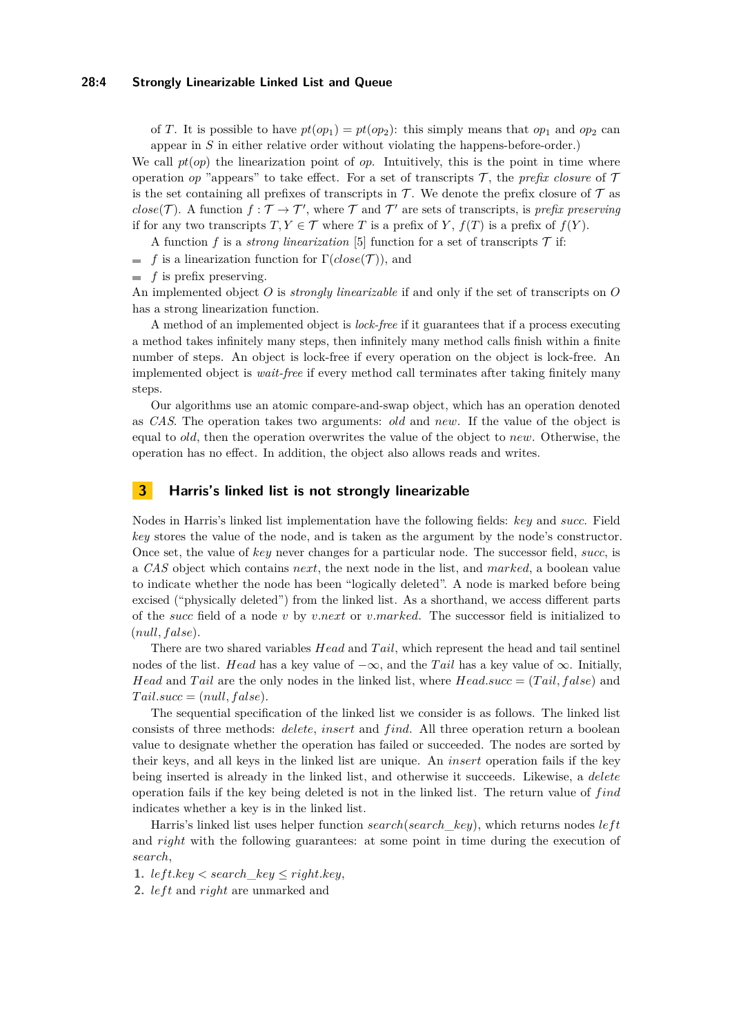of $T$. It is possible to have $pt(op_1) = pt(op_2)$: this simply means that $op_1$ and $op_2$ can appear in $S$ in either relative order without violating the happens-before-order.)

We call $pt(op)$ the linearization point of $op$. Intuitively, this is the point in time where operation $op$ "appears" to take effect. For a set of transcripts $\mathcal{T}$, the *prefix closure* of $\mathcal{T}$ is the set containing all prefixes of transcripts in $\mathcal{T}$. We denote the prefix closure of $\mathcal{T}$ as $close(\mathcal{T})$. A function $f : \mathcal{T} \to \mathcal{T}'$, where $\mathcal{T}$ and $\mathcal{T}'$ are sets of transcripts, is *prefix preserving* if for any two transcripts $T, Y \in \mathcal{T}$ where $T$ is a prefix of $Y$, $f(T)$ is a prefix of $f(Y)$.

A function $f$ is a *strong linearization* [5] function for a set of transcripts $\mathcal{T}$ if:

- $f$ is a linearization function for $\Gamma(close(\mathcal{T}))$, and
- $f$ is prefix preserving.

An implemented object $O$ is *strongly linearizable* if and only if the set of transcripts on $O$ has a strong linearization function.

A method of an implemented object is *lock-free* if it guarantees that if a process executing a method takes infinitely many steps, then infinitely many method calls finish within a finite number of steps. An object is lock-free if every operation on the object is lock-free. An implemented object is *wait-free* if every method call terminates after taking finitely many steps.

Our algorithms use an atomic compare-and-swap object, which has an operation denoted as *CAS*. The operation takes two arguments: *old* and *new*. If the value of the object is equal to *old*, then the operation overwrites the value of the object to *new*. Otherwise, the operation has no effect. In addition, the object also allows reads and writes.

## 3 Harris's linked list is not strongly linearizable

Nodes in Harris's linked list implementation have the following fields: *key* and *succ*. Field *key* stores the value of the node, and is taken as the argument by the node's constructor. Once set, the value of *key* never changes for a particular node. The successor field, *succ*, is a *CAS* object which contains *next*, the next node in the list, and *marked*, a boolean value to indicate whether the node has been "logically deleted". A node is marked before being excised ("physically deleted") from the linked list. As a shorthand, we access different parts of the *succ* field of a node $v$ by $v.next$ or $v.marked$. The successor field is initialized to $(null, false)$.

There are two shared variables $Head$ and $Tail$, which represent the head and tail sentinel nodes of the list. $Head$ has a key value of $-\infty$, and the $Tail$ has a key value of $\infty$. Initially, $Head$ and $Tail$ are the only nodes in the linked list, where $Head.succ = (Tail, false)$ and $Tail.succ = (null, false)$.

The sequential specification of the linked list we consider is as follows. The linked list consists of three methods: *delete*, *insert* and *find*. All three operation return a boolean value to designate whether the operation has failed or succeeded. The nodes are sorted by their keys, and all keys in the linked list are unique. An *insert* operation fails if the key being inserted is already in the linked list, and otherwise it succeeds. Likewise, a *delete* operation fails if the key being deleted is not in the linked list. The return value of *find* indicates whether a key is in the linked list.

Harris's linked list uses helper function $search(search\_key)$, which returns nodes $left$ and $right$ with the following guarantees: at some point in time during the execution of *search*,

1. $left.key < search\_key \leq right.key$,
2. $left$ and $right$ are unmarked and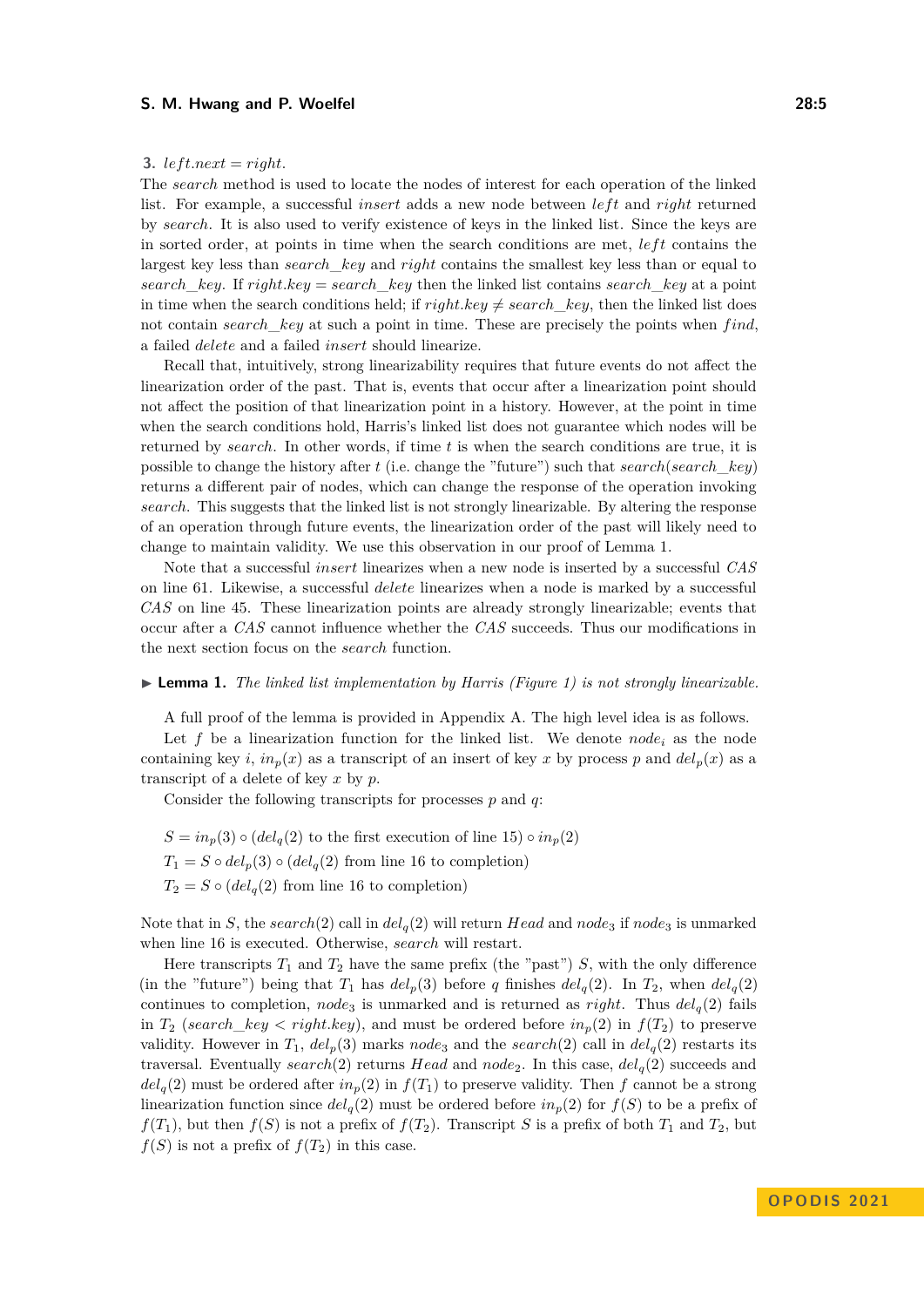3. $left.next = right$.

The *search* method is used to locate the nodes of interest for each operation of the linked list. For example, a successful *insert* adds a new node between *left* and *right* returned by *search*. It is also used to verify existence of keys in the linked list. Since the keys are in sorted order, at points in time when the search conditions are met, *left* contains the largest key less than *search_key* and *right* contains the smallest key less than or equal to *search_key*. If $right.key = search\_key$ then the linked list contains *search_key* at a point in time when the search conditions held; if $right.key \neq search\_key$, then the linked list does not contain *search_key* at such a point in time. These are precisely the points when *find*, a failed *delete* and a failed *insert* should linearize.

Recall that, intuitively, strong linearizability requires that future events do not affect the linearization order of the past. That is, events that occur after a linearization point should not affect the position of that linearization point in a history. However, at the point in time when the search conditions hold, Harris's linked list does not guarantee which nodes will be returned by *search*. In other words, if time $t$ is when the search conditions are true, it is possible to change the history after $t$ (i.e. change the "future") such that *search*(*search_key*) returns a different pair of nodes, which can change the response of the operation invoking *search*. This suggests that the linked list is not strongly linearizable. By altering the response of an operation through future events, the linearization order of the past will likely need to change to maintain validity. We use this observation in our proof of Lemma 1.

Note that a successful *insert* linearizes when a new node is inserted by a successful *CAS* on line 61. Likewise, a successful *delete* linearizes when a node is marked by a successful *CAS* on line 45. These linearization points are already strongly linearizable; events that occur after a *CAS* cannot influence whether the *CAS* succeeds. Thus our modifications in the next section focus on the *search* function.

▶ **Lemma 1.** *The linked list implementation by Harris (Figure 1) is not strongly linearizable.*

A full proof of the lemma is provided in Appendix A. The high level idea is as follows.

Let $f$ be a linearization function for the linked list. We denote $node_i$ as the node containing key $i$, $in_p(x)$ as a transcript of an insert of key $x$ by process $p$ and $del_p(x)$ as a transcript of a delete of key $x$ by $p$.

Consider the following transcripts for processes $p$ and $q$:

$$S = in_p(3) \circ (del_q(2) \text{ to the first execution of line 15}) \circ in_p(2)$$
$$T_1 = S \circ del_p(3) \circ (del_q(2) \text{ from line 16 to completion})$$
$$T_2 = S \circ (del_q(2) \text{ from line 16 to completion})$$

Note that in $S$, the *search*(2) call in $del_q(2)$ will return *Head* and $node_3$ if $node_3$ is unmarked when line 16 is executed. Otherwise, *search* will restart.

Here transcripts $T_1$ and $T_2$ have the same prefix (the "past") $S$, with the only difference (in the "future") being that $T_1$ has $del_p(3)$ before $q$ finishes $del_q(2)$. In $T_2$, when $del_q(2)$ continues to completion, $node_3$ is unmarked and is returned as *right*. Thus $del_q(2)$ fails in $T_2$ ($search\_key < right.key$), and must be ordered before $in_p(2)$ in $f(T_2)$ to preserve validity. However in $T_1$, $del_p(3)$ marks $node_3$ and the *search*(2) call in $del_q(2)$ restarts its traversal. Eventually *search*(2) returns *Head* and $node_2$. In this case, $del_q(2)$ succeeds and $del_q(2)$ must be ordered after $in_p(2)$ in $f(T_1)$ to preserve validity. Then $f$ cannot be a strong linearization function since $del_q(2)$ must be ordered before $in_p(2)$ for $f(S)$ to be a prefix of $f(T_1)$, but then $f(S)$ is not a prefix of $f(T_2)$. Transcript $S$ is a prefix of both $T_1$ and $T_2$, but $f(S)$ is not a prefix of $f(T_2)$ in this case.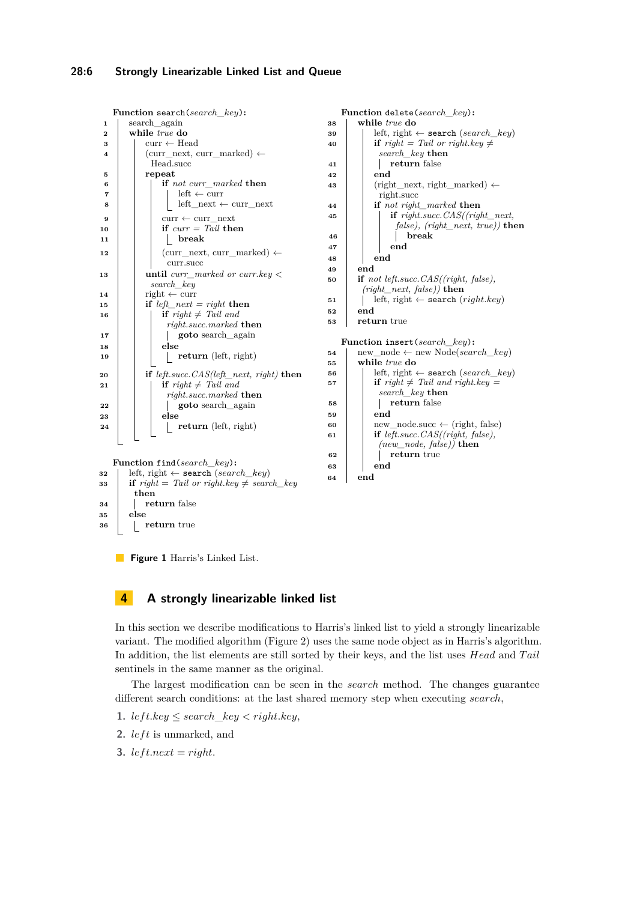```
Function search(search_key):
1    search_again
2    while true do
3        curr ← Head
4        (curr_next, curr_marked) ←
         Head.succ
5        repeat
6            if not curr_marked then
7                left ← curr
8                left_next ← curr_next
9            curr ← curr_next
10           if curr = Tail then
11               break
12           (curr_next, curr_marked) ←
             curr.succ
13       until curr_marked or curr.key <
         search_key
14       right ← curr
15       if left_next = right then
16           if right ≠ Tail and
             right.succ.marked then
17               goto search_again
18           else
19               return (left, right)
20       if left.succ.CAS(left_next, right) then
21           if right ≠ Tail and
             right.succ.marked then
22               goto search_again
23           else
24               return (left, right)

Function find(search_key):
32   left, right ← search (search_key)
33   if right = Tail or right.key ≠ search_key
     then
34       return false
35   else
36       return true

Function delete(search_key):
38   while true do
39       left, right ← search (search_key)
40       if right = Tail or right.key ≠
         search_key then
41           return false
42       end
43       (right_next, right_marked) ←
         right.succ
44       if not right_marked then
45           if right.succ.CAS((right_next,
             false), (right_next, true)) then
46               break
47           end
48       end
49   end
50   if not left.succ.CAS((right, false),
     (right_next, false)) then
51       left, right ← search (right.key)
52   end
53   return true

Function insert(search_key):
54   new_node ← new Node(search_key)
55   while true do
56       left, right ← search (search_key)
57       if right ≠ Tail and right.key =
         search_key then
58           return false
59       end
60       new_node.succ ← (right, false)
61       if left.succ.CAS((right, false),
         (new_node, false)) then
62           return true
63       end
64   end
```

**Figure 1** Harris's Linked List.

## 4 A strongly linearizable linked list

In this section we describe modifications to Harris's linked list to yield a strongly linearizable variant. The modified algorithm (Figure 2) uses the same node object as in Harris's algorithm. In addition, the list elements are still sorted by their keys, and the list uses *Head* and *Tail* sentinels in the same manner as the original.

The largest modification can be seen in the *search* method. The changes guarantee different search conditions: at the last shared memory step when executing *search*,

1. $left.key \leq search\_key < right.key$,
2. $left$ is unmarked, and
3. $left.next = right$.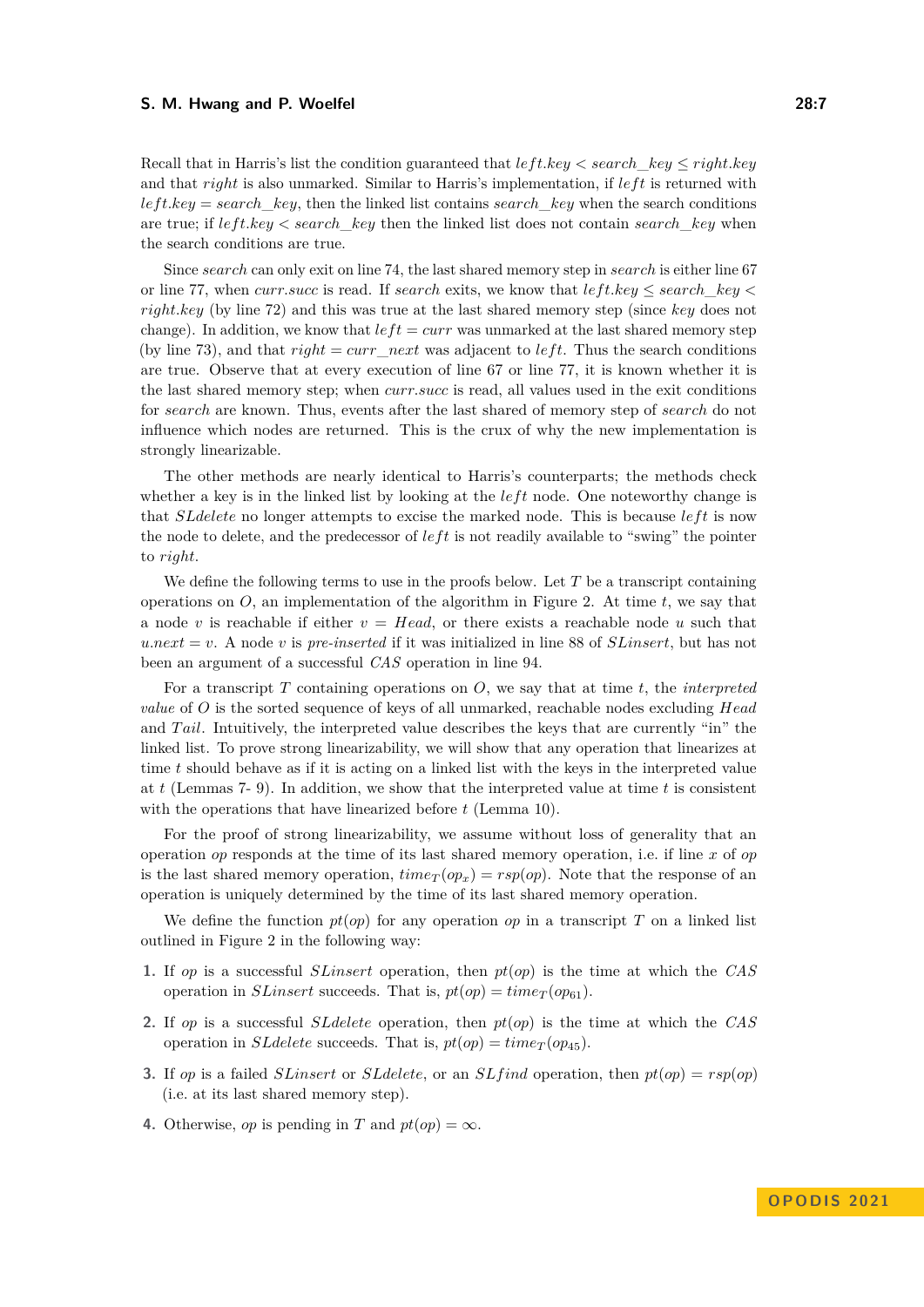Recall that in Harris's list the condition guaranteed that $left.key < search\_key \leq right.key$ and that $right$ is also unmarked. Similar to Harris's implementation, if $left$ is returned with $left.key = search\_key$, then the linked list contains $search\_key$ when the search conditions are true; if $left.key < search\_key$ then the linked list does not contain $search\_key$ when the search conditions are true.

Since *search* can only exit on line 74, the last shared memory step in *search* is either line 67 or line 77, when $curr.succ$ is read. If *search* exits, we know that $left.key \leq search\_key < right.key$ (by line 72) and this was true at the last shared memory step (since $key$ does not change). In addition, we know that $left = curr$ was unmarked at the last shared memory step (by line 73), and that $right = curr\_next$ was adjacent to $left$. Thus the search conditions are true. Observe that at every execution of line 67 or line 77, it is known whether it is the last shared memory step; when $curr.succ$ is read, all values used in the exit conditions for *search* are known. Thus, events after the last shared of memory step of *search* do not influence which nodes are returned. This is the crux of why the new implementation is strongly linearizable.

The other methods are nearly identical to Harris's counterparts; the methods check whether a key is in the linked list by looking at the $left$ node. One noteworthy change is that *SLdelete* no longer attempts to excise the marked node. This is because $left$ is now the node to delete, and the predecessor of $left$ is not readily available to "swing" the pointer to $right$.

We define the following terms to use in the proofs below. Let $T$ be a transcript containing operations on $O$, an implementation of the algorithm in Figure 2. At time $t$, we say that a node $v$ is reachable if either $v = Head$, or there exists a reachable node $u$ such that $u.next = v$. A node $v$ is *pre-inserted* if it was initialized in line 88 of *SLinsert*, but has not been an argument of a successful *CAS* operation in line 94.

For a transcript $T$ containing operations on $O$, we say that at time $t$, the *interpreted value* of $O$ is the sorted sequence of keys of all unmarked, reachable nodes excluding $Head$ and $Tail$. Intuitively, the interpreted value describes the keys that are currently "in" the linked list. To prove strong linearizability, we will show that any operation that linearizes at time $t$ should behave as if it is acting on a linked list with the keys in the interpreted value at $t$ (Lemmas 7- 9). In addition, we show that the interpreted value at time $t$ is consistent with the operations that have linearized before $t$ (Lemma 10).

For the proof of strong linearizability, we assume without loss of generality that an operation $op$ responds at the time of its last shared memory operation, i.e. if line $x$ of $op$ is the last shared memory operation, $time_T(op_x) = rsp(op)$. Note that the response of an operation is uniquely determined by the time of its last shared memory operation.

We define the function $pt(op)$ for any operation $op$ in a transcript $T$ on a linked list outlined in Figure 2 in the following way:

1. If $op$ is a successful *SLinsert* operation, then $pt(op)$ is the time at which the *CAS* operation in *SLinsert* succeeds. That is, $pt(op) = time_T(op_{61})$.
2. If $op$ is a successful *SLdelete* operation, then $pt(op)$ is the time at which the *CAS* operation in *SLdelete* succeeds. That is, $pt(op) = time_T(op_{45})$.
3. If $op$ is a failed *SLinsert* or *SLdelete*, or an *SLfind* operation, then $pt(op) = rsp(op)$ (i.e. at its last shared memory step).
4. Otherwise, $op$ is pending in $T$ and $pt(op) = \infty$.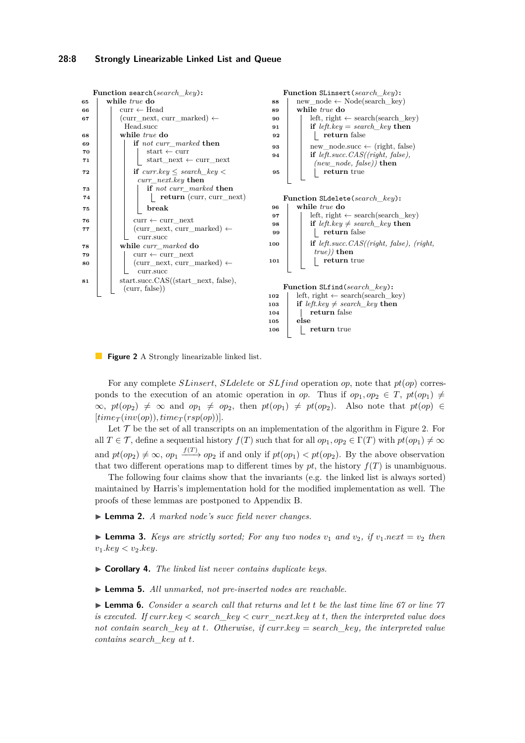```
Function search(search_key):
65    while true do
66        curr ← Head
67        (curr_next, curr_marked) ← Head.succ
68        while true do
69            if not curr_marked then
70                start ← curr
71                start_next ← curr_next
72            if curr.key ≤ search_key < curr_next.key then
73                if not curr_marked then
74                    return (curr, curr_next)
75                break
76            curr ← curr_next
77            (curr_next, curr_marked) ← curr.succ
78        while curr_marked do
79            curr ← curr_next
80            (curr_next, curr_marked) ← curr.succ
81        start.succ.CAS((start_next, false), (curr, false))
```

```
Function SLinsert(search_key):
88    new_node ← Node(search_key)
89    while true do
90        left, right ← search(search_key)
91        if left.key = search_key then
92            return false
93        new_node.succ ← (right, false)
94        if left.succ.CAS((right, false), (new_node, false)) then
95            return true
```

```
Function SLdelete(search_key):
96    while true do
97        left, right ← search(search_key)
98        if left.key ≠ search_key then
99            return false
100       if left.succ.CAS((right, false), (right, true)) then
101           return true
```

```
Function SLfind(search_key):
102   left, right ← search(search_key)
103   if left.key ≠ search_key then
104       return false
105   else
106       return true
```

**Figure 2** A Strongly linearizable linked list.

For any complete *SLinsert*, *SLdelete* or *SLfind* operation *op*, note that $pt(op)$ corresponds to the execution of an atomic operation in *op*. Thus if $op_1, op_2 \in T$, $pt(op_1) \neq \infty$, $pt(op_2) \neq \infty$ and $op_1 \neq op_2$, then $pt(op_1) \neq pt(op_2)$. Also note that $pt(op) \in [time_T(inv(op)), time_T(rsp(op))]$.

Let $\mathcal{T}$ be the set of all transcripts on an implementation of the algorithm in Figure 2. For all $T \in \mathcal{T}$, define a sequential history $f(T)$ such that for all $op_1, op_2 \in \Gamma(T)$ with $pt(op_1) \neq \infty$ and $pt(op_2) \neq \infty$, $op_1 \xrightarrow{f(T)} op_2$ if and only if $pt(op_1) < pt(op_2)$. By the above observation that two different operations map to different times by $pt$, the history $f(T)$ is unambiguous.

The following four claims show that the invariants (e.g. the linked list is always sorted) maintained by Harris's implementation hold for the modified implementation as well. The proofs of these lemmas are postponed to Appendix B.

▶ **Lemma 2.** *A marked node's succ field never changes.*

▶ **Lemma 3.** *Keys are strictly sorted; For any two nodes $v_1$ and $v_2$, if $v_1.next = v_2$ then $v_1.key < v_2.key$.*

▶ **Corollary 4.** *The linked list never contains duplicate keys.*

▶ **Lemma 5.** *All unmarked, not pre-inserted nodes are reachable.*

▶ **Lemma 6.** *Consider a search call that returns and let $t$ be the last time line 67 or line 77 is executed. If $curr.key < search\_key < curr\_next.key$ at $t$, then the interpreted value does not contain $search\_key$ at $t$. Otherwise, if $curr.key = search\_key$, the interpreted value contains $search\_key$ at $t$.*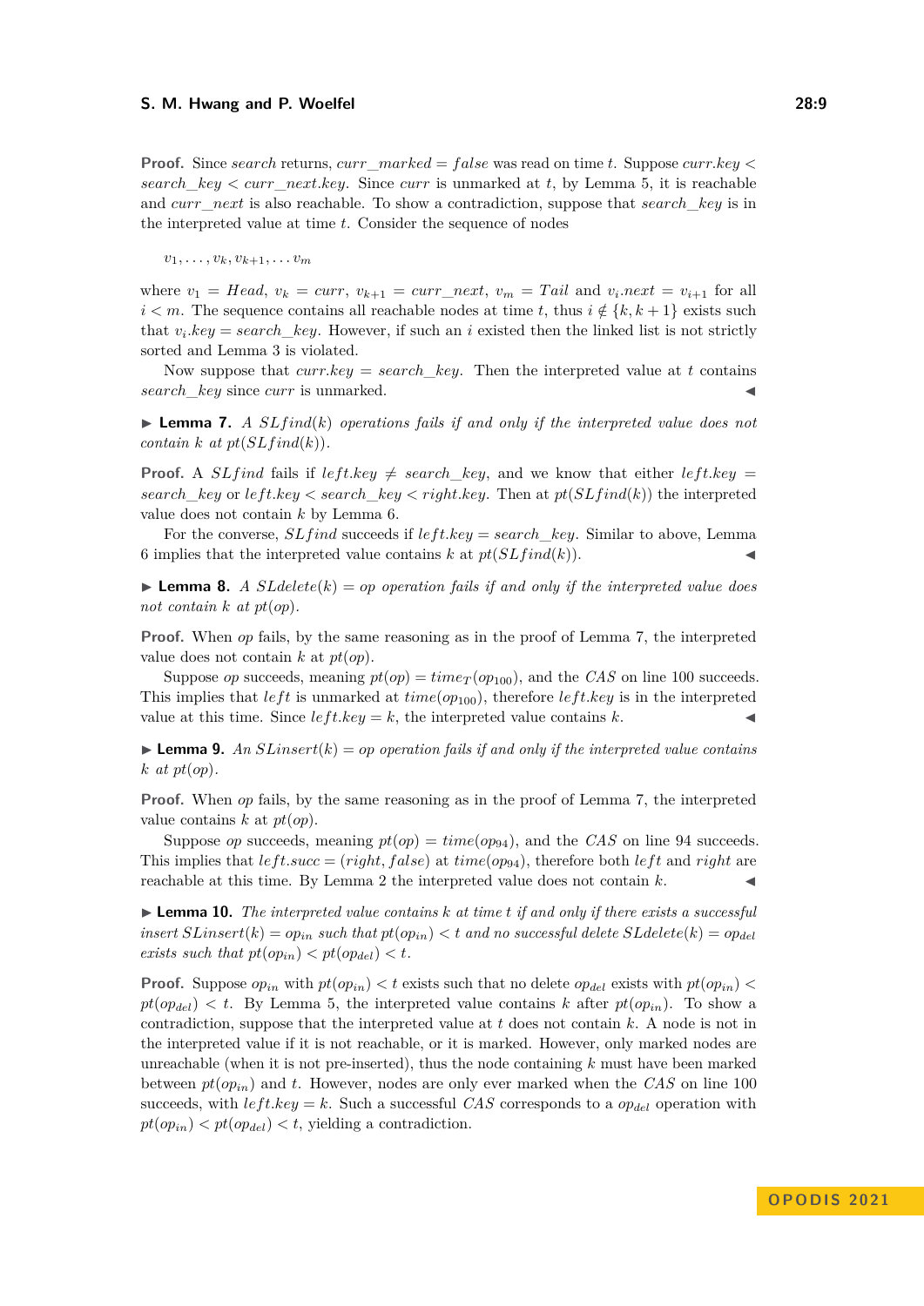**Proof.** Since *search* returns, $curr\_marked = false$ was read on time $t$. Suppose $curr.key < search\_key < curr\_next.key$. Since *curr* is unmarked at $t$, by Lemma 5, it is reachable and *curr_next* is also reachable. To show a contradiction, suppose that *search_key* is in the interpreted value at time $t$. Consider the sequence of nodes

$$v_1, \ldots, v_k, v_{k+1}, \ldots v_m$$

where $v_1 = Head$, $v_k = curr$, $v_{k+1} = curr\_next$, $v_m = Tail$ and $v_i.next = v_{i+1}$ for all $i < m$. The sequence contains all reachable nodes at time $t$, thus $i \notin \{k, k+1\}$ exists such that $v_i.key = search\_key$. However, if such an $i$ existed then the linked list is not strictly sorted and Lemma 3 is violated.

Now suppose that $curr.key = search\_key$. Then the interpreted value at $t$ contains *search_key* since *curr* is unmarked. ◀

▶ **Lemma 7.** *A $SLfind(k)$ operations fails if and only if the interpreted value does not contain $k$ at $pt(SLfind(k))$.*

**Proof.** A *SLfind* fails if $left.key \neq search\_key$, and we know that either $left.key = search\_key$ or $left.key < search\_key < right.key$. Then at $pt(SLfind(k))$ the interpreted value does not contain $k$ by Lemma 6.

For the converse, *SLfind* succeeds if $left.key = search\_key$. Similar to above, Lemma 6 implies that the interpreted value contains $k$ at $pt(SLfind(k))$. ◀

▶ **Lemma 8.** *A $SLdelete(k) = op$ operation fails if and only if the interpreted value does not contain $k$ at $pt(op)$.*

**Proof.** When *op* fails, by the same reasoning as in the proof of Lemma 7, the interpreted value does not contain $k$ at $pt(op)$.

Suppose *op* succeeds, meaning $pt(op) = time_T(op_{100})$, and the *CAS* on line 100 succeeds. This implies that *left* is unmarked at $time(op_{100})$, therefore $left.key$ is in the interpreted value at this time. Since $left.key = k$, the interpreted value contains $k$. ◀

▶ **Lemma 9.** *An $SLinsert(k) = op$ operation fails if and only if the interpreted value contains $k$ at $pt(op)$.*

**Proof.** When *op* fails, by the same reasoning as in the proof of Lemma 7, the interpreted value contains $k$ at $pt(op)$.

Suppose *op* succeeds, meaning $pt(op) = time(op_{94})$, and the *CAS* on line 94 succeeds. This implies that $left.succ = (right, false)$ at $time(op_{94})$, therefore both *left* and *right* are reachable at this time. By Lemma 2 the interpreted value does not contain $k$. ◀

▶ **Lemma 10.** *The interpreted value contains $k$ at time $t$ if and only if there exists a successful insert $SLinsert(k) = op_{in}$ such that $pt(op_{in}) < t$ and no successful delete $SLdelete(k) = op_{del}$ exists such that $pt(op_{in}) < pt(op_{del}) < t$.*

**Proof.** Suppose $op_{in}$ with $pt(op_{in}) < t$ exists such that no delete $op_{del}$ exists with $pt(op_{in}) < pt(op_{del}) < t$. By Lemma 5, the interpreted value contains $k$ after $pt(op_{in})$. To show a contradiction, suppose that the interpreted value at $t$ does not contain $k$. A node is not in the interpreted value if it is not reachable, or it is marked. However, only marked nodes are unreachable (when it is not pre-inserted), thus the node containing $k$ must have been marked between $pt(op_{in})$ and $t$. However, nodes are only ever marked when the *CAS* on line 100 succeeds, with $left.key = k$. Such a successful *CAS* corresponds to a $op_{del}$ operation with $pt(op_{in}) < pt(op_{del}) < t$, yielding a contradiction.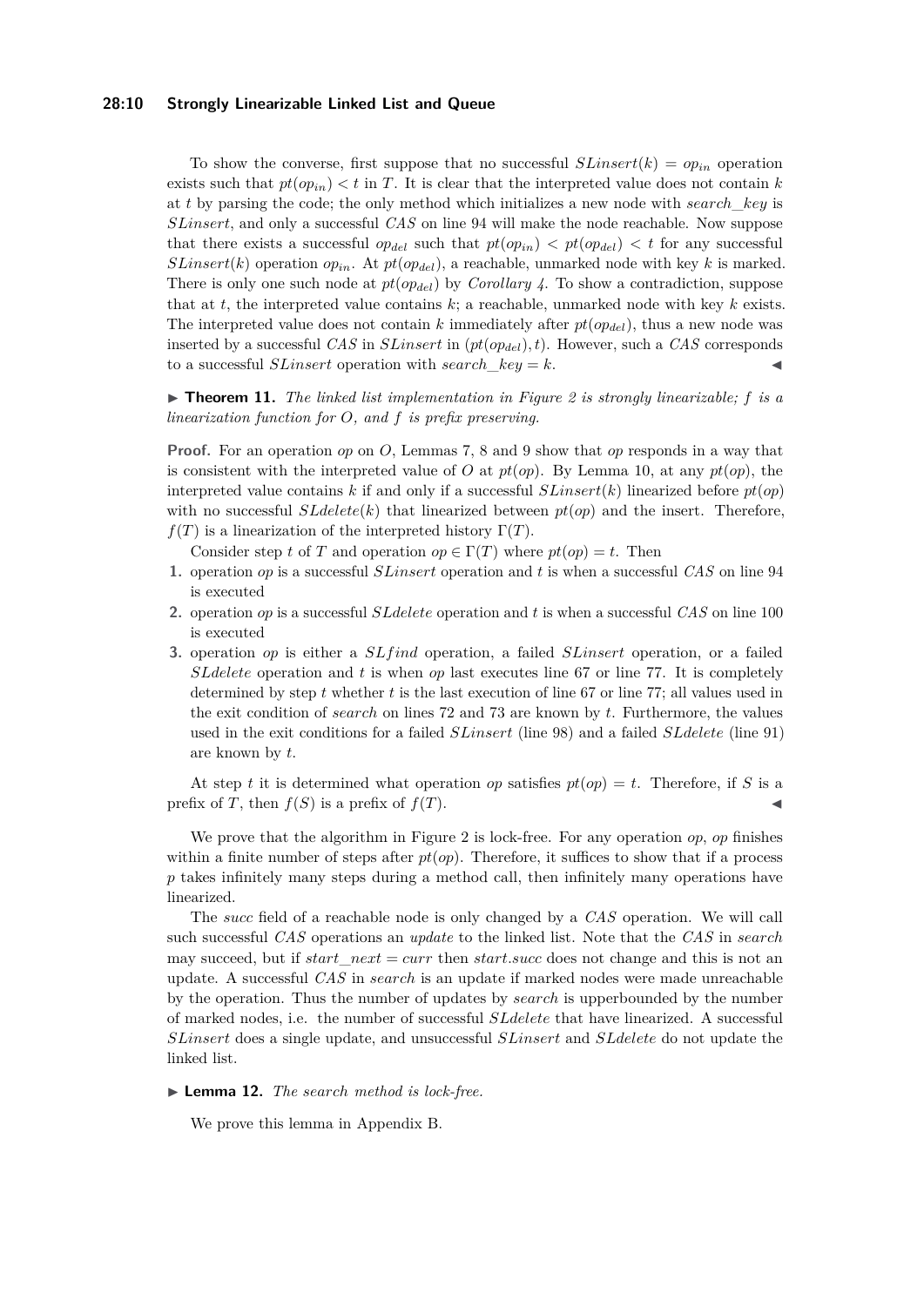To show the converse, first suppose that no successful $SLinsert(k) = op_{in}$ operation exists such that $pt(op_{in}) < t$ in $T$. It is clear that the interpreted value does not contain $k$ at $t$ by parsing the code; the only method which initializes a new node with *search_key* is *SLinsert*, and only a successful *CAS* on line 94 will make the node reachable. Now suppose that there exists a successful $op_{del}$ such that $pt(op_{in}) < pt(op_{del}) < t$ for any successful $SLinsert(k)$ operation $op_{in}$. At $pt(op_{del})$, a reachable, unmarked node with key $k$ is marked. There is only one such node at $pt(op_{del})$ by *Corollary 4*. To show a contradiction, suppose that at $t$, the interpreted value contains $k$; a reachable, unmarked node with key $k$ exists. The interpreted value does not contain $k$ immediately after $pt(op_{del})$, thus a new node was inserted by a successful *CAS* in *SLinsert* in $(pt(op_{del}), t)$. However, such a *CAS* corresponds to a successful *SLinsert* operation with $search\_key = k$. ◀

▶ **Theorem 11.** *The linked list implementation in Figure 2 is strongly linearizable; $f$ is a linearization function for $O$, and $f$ is prefix preserving.*

**Proof.** For an operation $op$ on $O$, Lemmas 7, 8 and 9 show that $op$ responds in a way that is consistent with the interpreted value of $O$ at $pt(op)$. By Lemma 10, at any $pt(op)$, the interpreted value contains $k$ if and only if a successful $SLinsert(k)$ linearized before $pt(op)$ with no successful $SLdelete(k)$ that linearized between $pt(op)$ and the insert. Therefore, $f(T)$ is a linearization of the interpreted history $\Gamma(T)$.

Consider step $t$ of $T$ and operation $op \in \Gamma(T)$ where $pt(op) = t$. Then

1. operation $op$ is a successful *SLinsert* operation and $t$ is when a successful *CAS* on line 94 is executed
2. operation $op$ is a successful *SLdelete* operation and $t$ is when a successful *CAS* on line 100 is executed
3. operation $op$ is either a *SLfind* operation, a failed *SLinsert* operation, or a failed *SLdelete* operation and $t$ is when $op$ last executes line 67 or line 77. It is completely determined by step $t$ whether $t$ is the last execution of line 67 or line 77; all values used in the exit condition of *search* on lines 72 and 73 are known by $t$. Furthermore, the values used in the exit conditions for a failed *SLinsert* (line 98) and a failed *SLdelete* (line 91) are known by $t$.

At step $t$ it is determined what operation $op$ satisfies $pt(op) = t$. Therefore, if $S$ is a prefix of $T$, then $f(S)$ is a prefix of $f(T)$. ◀

We prove that the algorithm in Figure 2 is lock-free. For any operation $op$, $op$ finishes within a finite number of steps after $pt(op)$. Therefore, it suffices to show that if a process $p$ takes infinitely many steps during a method call, then infinitely many operations have linearized.

The *succ* field of a reachable node is only changed by a *CAS* operation. We will call such successful *CAS* operations an *update* to the linked list. Note that the *CAS* in *search* may succeed, but if $start\_next = curr$ then *start.succ* does not change and this is not an update. A successful *CAS* in *search* is an update if marked nodes were made unreachable by the operation. Thus the number of updates by *search* is upperbounded by the number of marked nodes, i.e. the number of successful *SLdelete* that have linearized. A successful *SLinsert* does a single update, and unsuccessful *SLinsert* and *SLdelete* do not update the linked list.

▶ **Lemma 12.** *The search method is lock-free.*

We prove this lemma in Appendix B.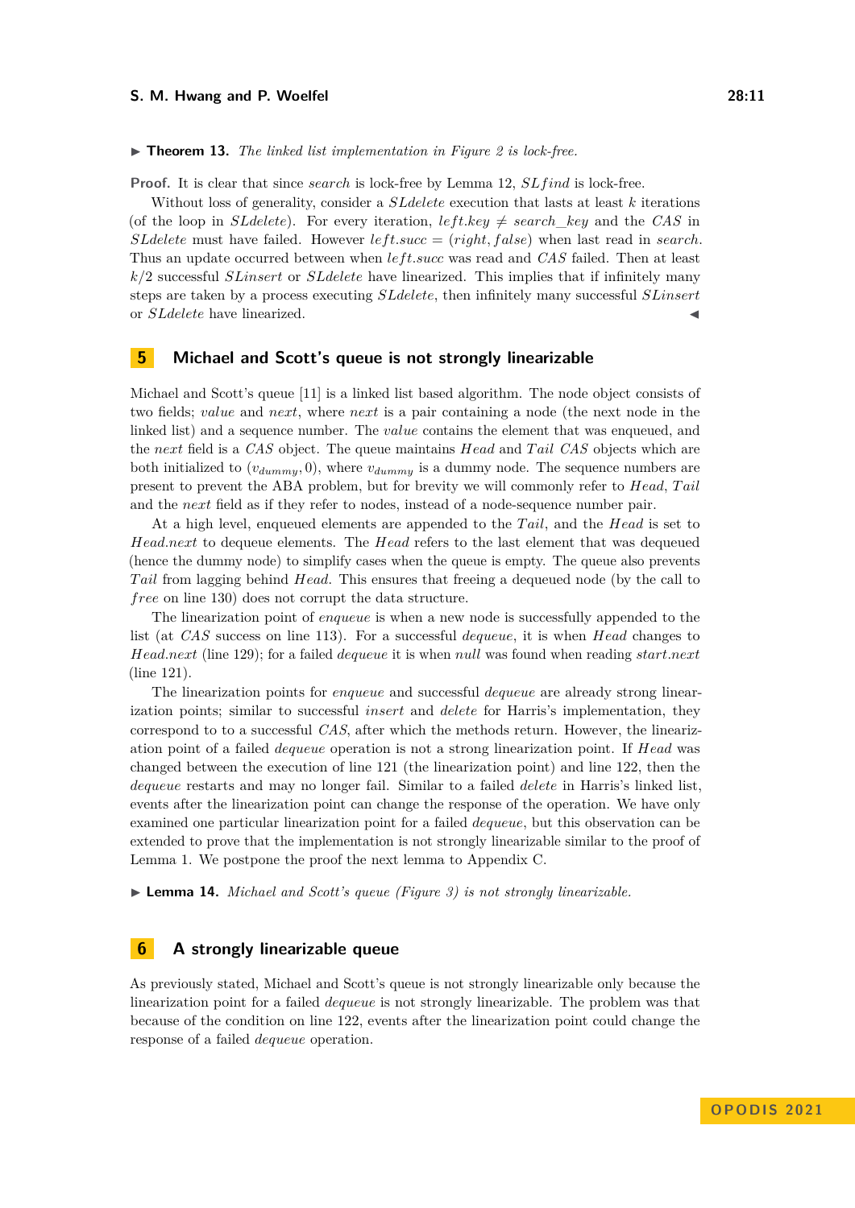▶ **Theorem 13.** *The linked list implementation in Figure 2 is lock-free.*

**Proof.** It is clear that since *search* is lock-free by Lemma 12, *SLfind* is lock-free.

Without loss of generality, consider a *SLdelete* execution that lasts at least $k$ iterations (of the loop in *SLdelete*). For every iteration, $left.key \neq search\_key$ and the *CAS* in *SLdelete* must have failed. However $left.succ = (right, false)$ when last read in *search*. Thus an update occurred between when $left.succ$ was read and *CAS* failed. Then at least $k/2$ successful *SLinsert* or *SLdelete* have linearized. This implies that if infinitely many steps are taken by a process executing *SLdelete*, then infinitely many successful *SLinsert* or *SLdelete* have linearized. ◀

## 5 Michael and Scott's queue is not strongly linearizable

Michael and Scott's queue [11] is a linked list based algorithm. The node object consists of two fields; *value* and *next*, where *next* is a pair containing a node (the next node in the linked list) and a sequence number. The *value* contains the element that was enqueued, and the *next* field is a *CAS* object. The queue maintains *Head* and *Tail* *CAS* objects which are both initialized to $(v_{dummy}, 0)$, where $v_{dummy}$ is a dummy node. The sequence numbers are present to prevent the ABA problem, but for brevity we will commonly refer to *Head*, *Tail* and the *next* field as if they refer to nodes, instead of a node-sequence number pair.

At a high level, enqueued elements are appended to the *Tail*, and the *Head* is set to *Head.next* to dequeue elements. The *Head* refers to the last element that was dequeued (hence the dummy node) to simplify cases when the queue is empty. The queue also prevents *Tail* from lagging behind *Head*. This ensures that freeing a dequeued node (by the call to *free* on line 130) does not corrupt the data structure.

The linearization point of *enqueue* is when a new node is successfully appended to the list (at *CAS* success on line 113). For a successful *dequeue*, it is when *Head* changes to *Head.next* (line 129); for a failed *dequeue* it is when *null* was found when reading *start.next* (line 121).

The linearization points for *enqueue* and successful *dequeue* are already strong linearization points; similar to successful *insert* and *delete* for Harris's implementation, they correspond to to a successful *CAS*, after which the methods return. However, the linearization point of a failed *dequeue* operation is not a strong linearization point. If *Head* was changed between the execution of line 121 (the linearization point) and line 122, then the *dequeue* restarts and may no longer fail. Similar to a failed *delete* in Harris's linked list, events after the linearization point can change the response of the operation. We have only examined one particular linearization point for a failed *dequeue*, but this observation can be extended to prove that the implementation is not strongly linearizable similar to the proof of Lemma 1. We postpone the proof the next lemma to Appendix C.

▶ **Lemma 14.** *Michael and Scott's queue (Figure 3) is not strongly linearizable.*

## 6 A strongly linearizable queue

As previously stated, Michael and Scott's queue is not strongly linearizable only because the linearization point for a failed *dequeue* is not strongly linearizable. The problem was that because of the condition on line 122, events after the linearization point could change the response of a failed *dequeue* operation.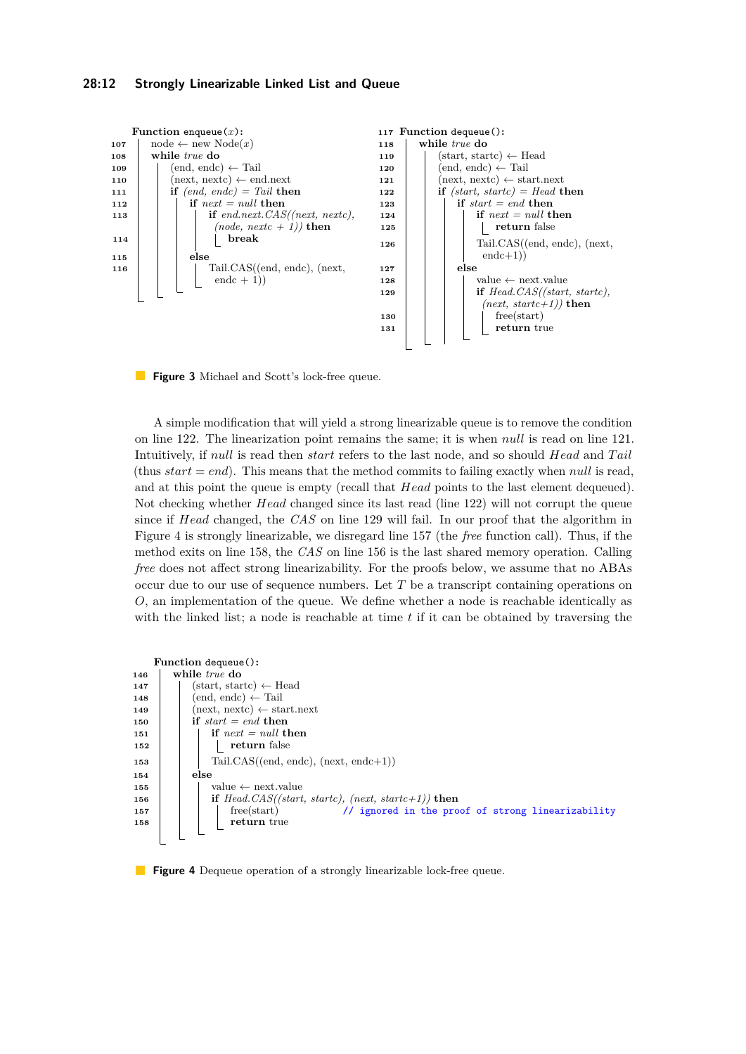```
     Function enqueue(x):
107    node ← new Node(x)
108    while true do
109      (end, endc) ← Tail
110      (next, nextc) ← end.next
111      if (end, endc) = Tail then
112        if next = null then
113          if end.next.CAS((next, nextc), (node, nextc + 1)) then
114            break
115        else
116          Tail.CAS((end, endc), (next, endc + 1))
```

```
117  Function dequeue():
118    while true do
119      (start, startc) ← Head
120      (end, endc) ← Tail
121      (next, nextc) ← start.next
122      if (start, startc) = Head then
123        if start = end then
124          if next = null then
125            return false
126          Tail.CAS((end, endc), (next, endc+1))
127        else
128          value ← next.value
129          if Head.CAS((start, startc), (next, startc+1)) then
130            free(start)
131            return true
```

**Figure 3** Michael and Scott's lock-free queue.

A simple modification that will yield a strong linearizable queue is to remove the condition on line 122. The linearization point remains the same; it is when *null* is read on line 121. Intuitively, if *null* is read then *start* refers to the last node, and so should *Head* and *Tail* (thus *start* = *end*). This means that the method commits to failing exactly when *null* is read, and at this point the queue is empty (recall that *Head* points to the last element dequeued). Not checking whether *Head* changed since its last read (line 122) will not corrupt the queue since if *Head* changed, the *CAS* on line 129 will fail. In our proof that the algorithm in Figure 4 is strongly linearizable, we disregard line 157 (the *free* function call). Thus, if the method exits on line 158, the *CAS* on line 156 is the last shared memory operation. Calling *free* does not affect strong linearizability. For the proofs below, we assume that no ABAs occur due to our use of sequence numbers. Let $T$ be a transcript containing operations on $O$, an implementation of the queue. We define whether a node is reachable identically as with the linked list; a node is reachable at time $t$ if it can be obtained by traversing the

```
     Function dequeue():
146    while true do
147      (start, startc) ← Head
148      (end, endc) ← Tail
149      (next, nextc) ← start.next
150      if start = end then
151        if next = null then
152          return false
153        Tail.CAS((end, endc), (next, endc+1))
154      else
155        value ← next.value
156        if Head.CAS((start, startc), (next, startc+1)) then
157          free(start)          // ignored in the proof of strong linearizability
158          return true
```

**Figure 4** Dequeue operation of a strongly linearizable lock-free queue.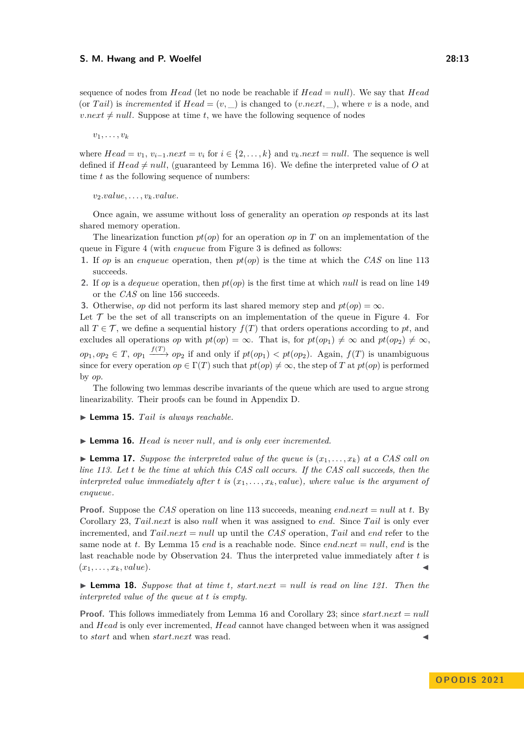sequence of nodes from $Head$ (let no node be reachable if $Head = null$). We say that $Head$ (or $Tail$) is *incremented* if $Head = (v, \_)$ is changed to $(v.next, \_)$, where $v$ is a node, and $v.next \neq null$. Suppose at time $t$, we have the following sequence of nodes

$$v_1, \ldots, v_k$$

where $Head = v_1$, $v_{i-1}.next = v_i$ for $i \in \{2, \ldots, k\}$ and $v_k.next = null$. The sequence is well defined if $Head \neq null$, (guaranteed by Lemma 16). We define the interpreted value of $O$ at time $t$ as the following sequence of numbers:

$$v_2.value, \ldots, v_k.value.$$

Once again, we assume without loss of generality an operation $op$ responds at its last shared memory operation.

The linearization function $pt(op)$ for an operation $op$ in $T$ on an implementation of the queue in Figure 4 (with *enqueue* from Figure 3 is defined as follows:

1. If $op$ is an *enqueue* operation, then $pt(op)$ is the time at which the *CAS* on line 113 succeeds.
2. If $op$ is a *dequeue* operation, then $pt(op)$ is the first time at which $null$ is read on line 149 or the *CAS* on line 156 succeeds.
3. Otherwise, $op$ did not perform its last shared memory step and $pt(op) = \infty$.

Let $\mathcal{T}$ be the set of all transcripts on an implementation of the queue in Figure 4. For all $T \in \mathcal{T}$, we define a sequential history $f(T)$ that orders operations according to $pt$, and excludes all operations $op$ with $pt(op) = \infty$. That is, for $pt(op_1) \neq \infty$ and $pt(op_2) \neq \infty$, $op_1, op_2 \in T$, $op_1 \xrightarrow{f(T)} op_2$ if and only if $pt(op_1) < pt(op_2)$. Again, $f(T)$ is unambiguous since for every operation $op \in \Gamma(T)$ such that $pt(op) \neq \infty$, the step of $T$ at $pt(op)$ is performed by $op$.

The following two lemmas describe invariants of the queue which are used to argue strong linearizability. Their proofs can be found in Appendix D.

▶ **Lemma 15.** *$Tail$ is always reachable.*

▶ **Lemma 16.** *$Head$ is never $null$, and is only ever incremented.*

▶ **Lemma 17.** *Suppose the interpreted value of the queue is $(x_1, \ldots, x_k)$ at a CAS call on line 113. Let $t$ be the time at which this CAS call occurs. If the CAS call succeeds, then the interpreted value immediately after $t$ is $(x_1, \ldots, x_k, value)$, where value is the argument of enqueue.*

**Proof.** Suppose the *CAS* operation on line 113 succeeds, meaning $end.next = null$ at $t$. By Corollary 23, $Tail.next$ is also $null$ when it was assigned to $end$. Since $Tail$ is only ever incremented, and $Tail.next = null$ up until the *CAS* operation, $Tail$ and $end$ refer to the same node at $t$. By Lemma 15 $end$ is a reachable node. Since $end.next = null$, $end$ is the last reachable node by Observation 24. Thus the interpreted value immediately after $t$ is $(x_1, \ldots, x_k, value)$. ◀

▶ **Lemma 18.** *Suppose that at time $t$, $start.next = null$ is read on line 121. Then the interpreted value of the queue at $t$ is empty.*

**Proof.** This follows immediately from Lemma 16 and Corollary 23; since $start.next = null$ and $Head$ is only ever incremented, $Head$ cannot have changed between when it was assigned to $start$ and when $start.next$ was read. ◀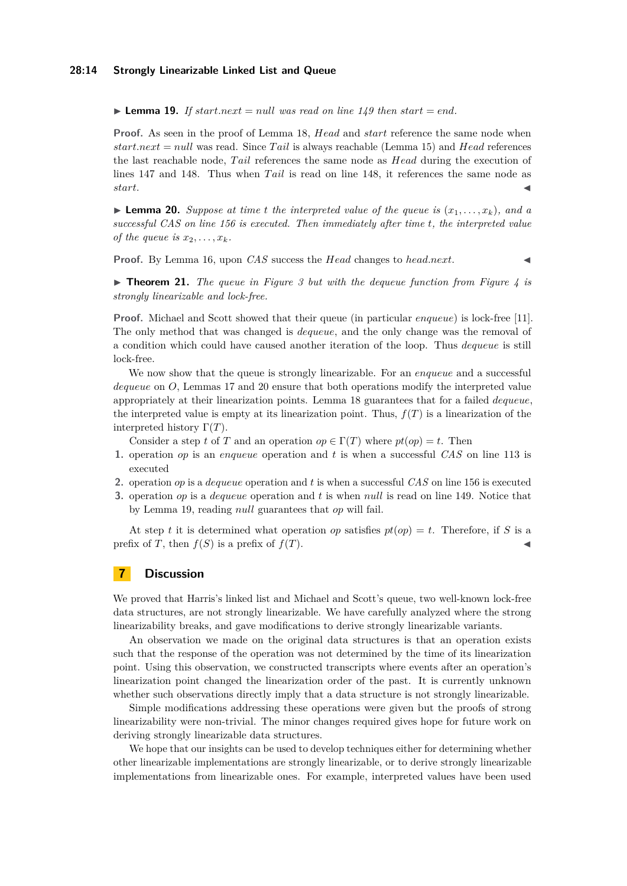▶ **Lemma 19.** *If start.next = null was read on line 149 then start = end.*

**Proof.** As seen in the proof of Lemma 18, *Head* and *start* reference the same node when *start.next* = *null* was read. Since *Tail* is always reachable (Lemma 15) and *Head* references the last reachable node, *Tail* references the same node as *Head* during the execution of lines 147 and 148. Thus when *Tail* is read on line 148, it references the same node as *start*. ◀

▶ **Lemma 20.** *Suppose at time t the interpreted value of the queue is $(x_1, \ldots, x_k)$, and a successful CAS on line 156 is executed. Then immediately after time t, the interpreted value of the queue is $x_2, \ldots, x_k$.*

**Proof.** By Lemma 16, upon *CAS* success the *Head* changes to *head.next*. ◀

▶ **Theorem 21.** *The queue in Figure 3 but with the dequeue function from Figure 4 is strongly linearizable and lock-free.*

**Proof.** Michael and Scott showed that their queue (in particular *enqueue*) is lock-free [11]. The only method that was changed is *dequeue*, and the only change was the removal of a condition which could have caused another iteration of the loop. Thus *dequeue* is still lock-free.

We now show that the queue is strongly linearizable. For an *enqueue* and a successful *dequeue* on $O$, Lemmas 17 and 20 ensure that both operations modify the interpreted value appropriately at their linearization points. Lemma 18 guarantees that for a failed *dequeue*, the interpreted value is empty at its linearization point. Thus, $f(T)$ is a linearization of the interpreted history $\Gamma(T)$.

Consider a step $t$ of $T$ and an operation $op \in \Gamma(T)$ where $pt(op) = t$. Then

1. operation $op$ is an *enqueue* operation and $t$ is when a successful *CAS* on line 113 is executed
2. operation $op$ is a *dequeue* operation and $t$ is when a successful *CAS* on line 156 is executed
3. operation $op$ is a *dequeue* operation and $t$ is when *null* is read on line 149. Notice that by Lemma 19, reading *null* guarantees that $op$ will fail.

At step $t$ it is determined what operation $op$ satisfies $pt(op) = t$. Therefore, if $S$ is a prefix of $T$, then $f(S)$ is a prefix of $f(T)$. ◀

## 7 Discussion

We proved that Harris's linked list and Michael and Scott's queue, two well-known lock-free data structures, are not strongly linearizable. We have carefully analyzed where the strong linearizability breaks, and gave modifications to derive strongly linearizable variants.

An observation we made on the original data structures is that an operation exists such that the response of the operation was not determined by the time of its linearization point. Using this observation, we constructed transcripts where events after an operation's linearization point changed the linearization order of the past. It is currently unknown whether such observations directly imply that a data structure is not strongly linearizable.

Simple modifications addressing these operations were given but the proofs of strong linearizability were non-trivial. The minor changes required gives hope for future work on deriving strongly linearizable data structures.

We hope that our insights can be used to develop techniques either for determining whether other linearizable implementations are strongly linearizable, or to derive strongly linearizable implementations from linearizable ones. For example, interpreted values have been used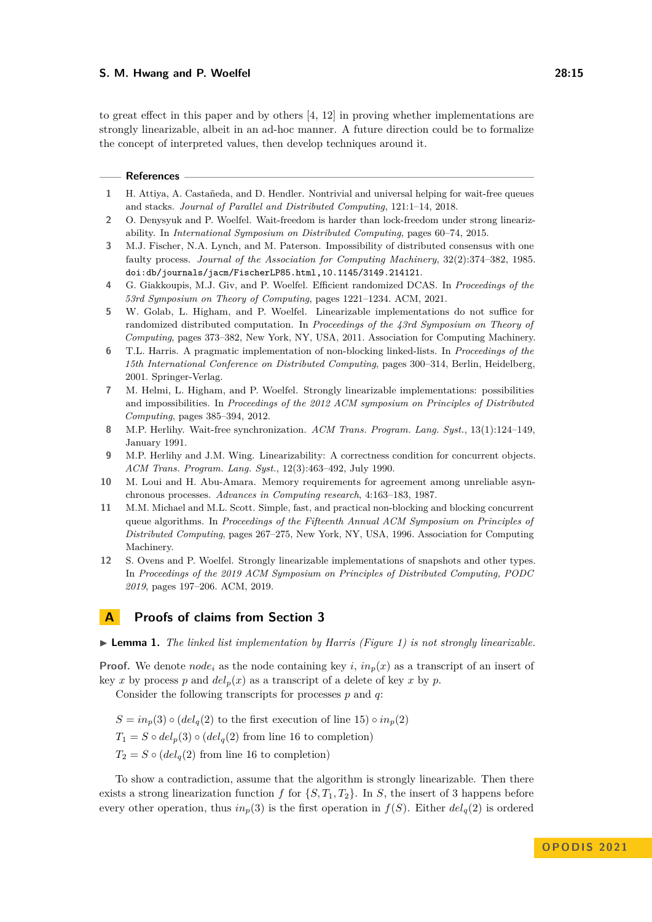to great effect in this paper and by others [4, 12] in proving whether implementations are strongly linearizable, albeit in an ad-hoc manner. A future direction could be to formalize the concept of interpreted values, then develop techniques around it.

## References

1. H. Attiya, A. Castañeda, and D. Hendler. Nontrivial and universal helping for wait-free queues and stacks. *Journal of Parallel and Distributed Computing*, 121:1–14, 2018.
2. O. Denysyuk and P. Woelfel. Wait-freedom is harder than lock-freedom under strong linearizability. In *International Symposium on Distributed Computing*, pages 60–74, 2015.
3. M.J. Fischer, N.A. Lynch, and M. Paterson. Impossibility of distributed consensus with one faulty process. *Journal of the Association for Computing Machinery*, 32(2):374–382, 1985. doi:db/journals/jacm/FischerLP85.html,10.1145/3149.214121.
4. G. Giakkoupis, M.J. Giv, and P. Woelfel. Efficient randomized DCAS. In *Proceedings of the 53rd Symposium on Theory of Computing*, pages 1221–1234. ACM, 2021.
5. W. Golab, L. Higham, and P. Woelfel. Linearizable implementations do not suffice for randomized distributed computation. In *Proceedings of the 43rd Symposium on Theory of Computing*, pages 373–382, New York, NY, USA, 2011. Association for Computing Machinery.
6. T.L. Harris. A pragmatic implementation of non-blocking linked-lists. In *Proceedings of the 15th International Conference on Distributed Computing*, pages 300–314, Berlin, Heidelberg, 2001. Springer-Verlag.
7. M. Helmi, L. Higham, and P. Woelfel. Strongly linearizable implementations: possibilities and impossibilities. In *Proceedings of the 2012 ACM symposium on Principles of Distributed Computing*, pages 385–394, 2012.
8. M.P. Herlihy. Wait-free synchronization. *ACM Trans. Program. Lang. Syst.*, 13(1):124–149, January 1991.
9. M.P. Herlihy and J.M. Wing. Linearizability: A correctness condition for concurrent objects. *ACM Trans. Program. Lang. Syst.*, 12(3):463–492, July 1990.
10. M. Loui and H. Abu-Amara. Memory requirements for agreement among unreliable asynchronous processes. *Advances in Computing research*, 4:163–183, 1987.
11. M.M. Michael and M.L. Scott. Simple, fast, and practical non-blocking and blocking concurrent queue algorithms. In *Proceedings of the Fifteenth Annual ACM Symposium on Principles of Distributed Computing*, pages 267–275, New York, NY, USA, 1996. Association for Computing Machinery.
12. S. Ovens and P. Woelfel. Strongly linearizable implementations of snapshots and other types. In *Proceedings of the 2019 ACM Symposium on Principles of Distributed Computing, PODC 2019*, pages 197–206. ACM, 2019.

# A Proofs of claims from Section 3

▶ **Lemma 1.** *The linked list implementation by Harris (Figure 1) is not strongly linearizable.*

**Proof.** We denote $node_i$ as the node containing key $i$, $in_p(x)$ as a transcript of an insert of key $x$ by process $p$ and $del_p(x)$ as a transcript of a delete of key $x$ by $p$.

Consider the following transcripts for processes $p$ and $q$:

$$S = in_p(3) \circ (del_q(2) \text{ to the first execution of line 15}) \circ in_p(2)$$
$$T_1 = S \circ del_p(3) \circ (del_q(2) \text{ from line 16 to completion})$$
$$T_2 = S \circ (del_q(2) \text{ from line 16 to completion})$$

To show a contradiction, assume that the algorithm is strongly linearizable. Then there exists a strong linearization function $f$ for $\{S, T_1, T_2\}$. In $S$, the insert of 3 happens before every other operation, thus $in_p(3)$ is the first operation in $f(S)$. Either $del_q(2)$ is ordered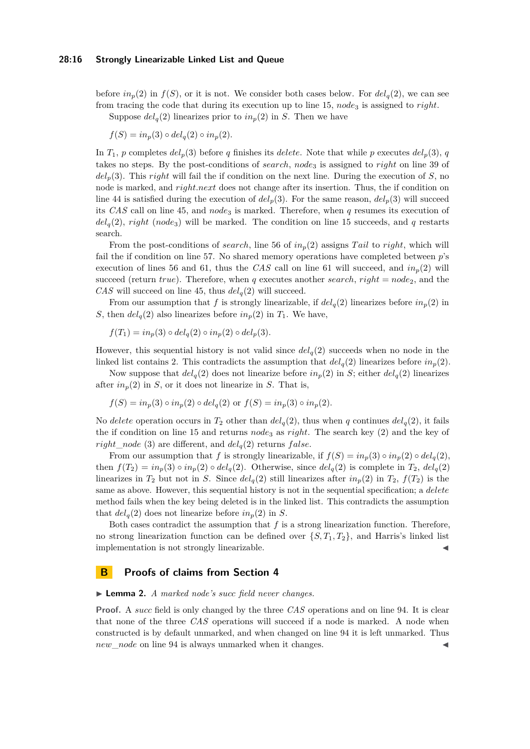before $in_p(2)$ in $f(S)$, or it is not. We consider both cases below. For $del_q(2)$, we can see from tracing the code that during its execution up to line 15, $node_3$ is assigned to *right*.

Suppose $del_q(2)$ linearizes prior to $in_p(2)$ in $S$. Then we have

$$f(S) = in_p(3) \circ del_q(2) \circ in_p(2).$$

In $T_1$, $p$ completes $del_p(3)$ before $q$ finishes its *delete*. Note that while $p$ executes $del_p(3)$, $q$ takes no steps. By the post-conditions of *search*, $node_3$ is assigned to *right* on line 39 of $del_p(3)$. This *right* will fail the if condition on the next line. During the execution of $S$, no node is marked, and *right.next* does not change after its insertion. Thus, the if condition on line 44 is satisfied during the execution of $del_p(3)$. For the same reason, $del_p(3)$ will succeed its *CAS* call on line 45, and $node_3$ is marked. Therefore, when $q$ resumes its execution of $del_q(2)$, *right* ($node_3$) will be marked. The condition on line 15 succeeds, and $q$ restarts search.

From the post-conditions of *search*, line 56 of $in_p(2)$ assigns *Tail* to *right*, which will fail the if condition on line 57. No shared memory operations have completed between $p$'s execution of lines 56 and 61, thus the *CAS* call on line 61 will succeed, and $in_p(2)$ will succeed (return *true*). Therefore, when $q$ executes another *search*, $right = node_2$, and the *CAS* will succeed on line 45, thus $del_q(2)$ will succeed.

From our assumption that $f$ is strongly linearizable, if $del_q(2)$ linearizes before $in_p(2)$ in $S$, then $del_q(2)$ also linearizes before $in_p(2)$ in $T_1$. We have,

$$f(T_1) = in_p(3) \circ del_q(2) \circ in_p(2) \circ del_p(3).$$

However, this sequential history is not valid since $del_q(2)$ succeeds when no node in the linked list contains 2. This contradicts the assumption that $del_q(2)$ linearizes before $in_p(2)$.

Now suppose that $del_q(2)$ does not linearize before $in_p(2)$ in $S$; either $del_q(2)$ linearizes after $in_p(2)$ in $S$, or it does not linearize in $S$. That is,

$$f(S) = in_p(3) \circ in_p(2) \circ del_q(2) \text{ or } f(S) = in_p(3) \circ in_p(2).$$

No *delete* operation occurs in $T_2$ other than $del_q(2)$, thus when $q$ continues $del_q(2)$, it fails the if condition on line 15 and returns $node_3$ as *right*. The search key (2) and the key of *right_node* (3) are different, and $del_q(2)$ returns *false*.

From our assumption that $f$ is strongly linearizable, if $f(S) = in_p(3) \circ in_p(2) \circ del_q(2)$, then $f(T_2) = in_p(3) \circ in_p(2) \circ del_q(2)$. Otherwise, since $del_q(2)$ is complete in $T_2$, $del_q(2)$ linearizes in $T_2$ but not in $S$. Since $del_q(2)$ still linearizes after $in_p(2)$ in $T_2$, $f(T_2)$ is the same as above. However, this sequential history is not in the sequential specification; a *delete* method fails when the key being deleted is in the linked list. This contradicts the assumption that $del_q(2)$ does not linearize before $in_p(2)$ in $S$.

Both cases contradict the assumption that $f$ is a strong linearization function. Therefore, no strong linearization function can be defined over $\{S, T_1, T_2\}$, and Harris's linked list implementation is not strongly linearizable. ◀

# B Proofs of claims from Section 4

▶ **Lemma 2.** *A marked node's succ field never changes.*

**Proof.** A *succ* field is only changed by the three *CAS* operations and on line 94. It is clear that none of the three *CAS* operations will succeed if a node is marked. A node when constructed is by default unmarked, and when changed on line 94 it is left unmarked. Thus *new_node* on line 94 is always unmarked when it changes. ◀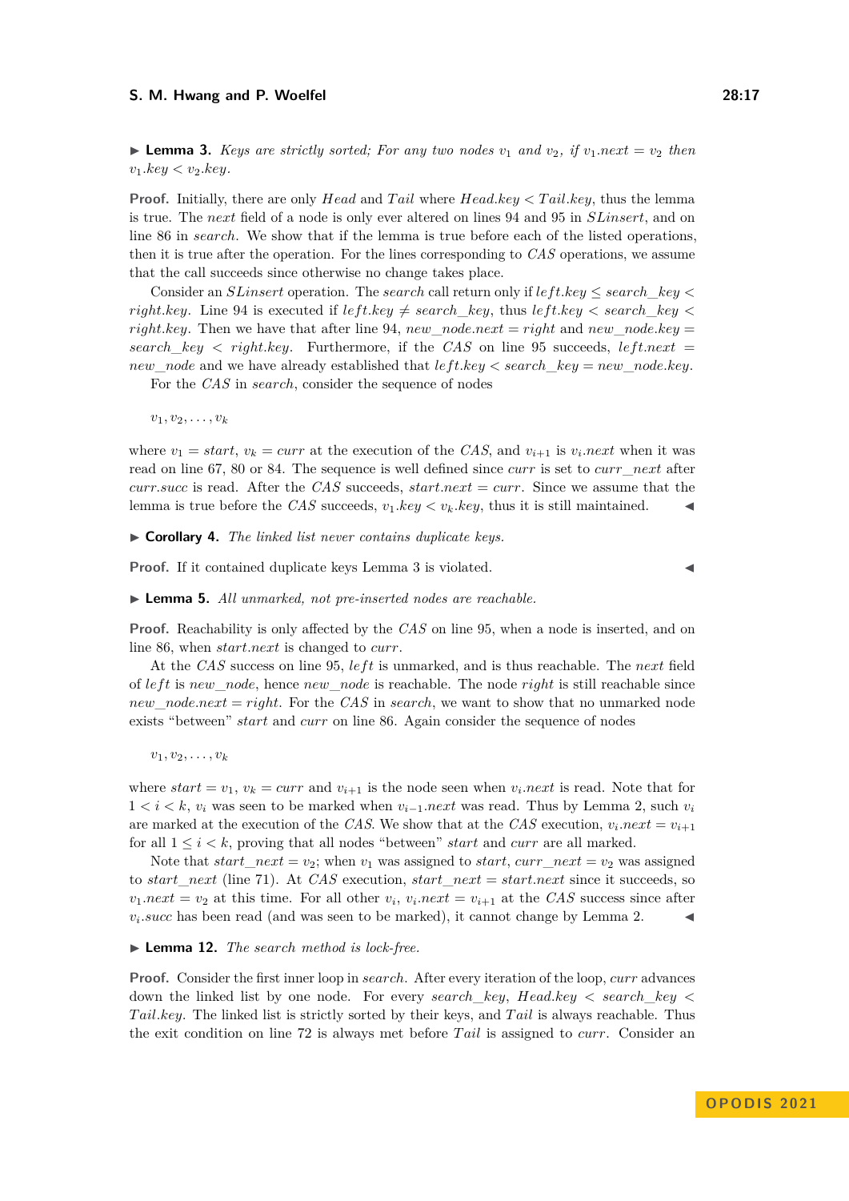▶ **Lemma 3.** *Keys are strictly sorted; For any two nodes $v_1$ and $v_2$, if $v_1.next = v_2$ then $v_1.key < v_2.key$.*

**Proof.** Initially, there are only *Head* and *Tail* where $Head.key < Tail.key$, thus the lemma is true. The *next* field of a node is only ever altered on lines 94 and 95 in *SLinsert*, and on line 86 in *search*. We show that if the lemma is true before each of the listed operations, then it is true after the operation. For the lines corresponding to *CAS* operations, we assume that the call succeeds since otherwise no change takes place.

Consider an *SLinsert* operation. The *search* call return only if $left.key \leq search\_key < right.key$. Line 94 is executed if $left.key \neq search\_key$, thus $left.key < search\_key < right.key$. Then we have that after line 94, $new\_node.next = right$ and $new\_node.key = search\_key < right.key$. Furthermore, if the *CAS* on line 95 succeeds, $left.next = new\_node$ and we have already established that $left.key < search\_key = new\_node.key$.

For the *CAS* in *search*, consider the sequence of nodes

$$v_1, v_2, \ldots, v_k$$

where $v_1 = start$, $v_k = curr$ at the execution of the *CAS*, and $v_{i+1}$ is $v_i.next$ when it was read on line 67, 80 or 84. The sequence is well defined since *curr* is set to *curr_next* after *curr.succ* is read. After the *CAS* succeeds, $start.next = curr$. Since we assume that the lemma is true before the *CAS* succeeds, $v_1.key < v_k.key$, thus it is still maintained. ◀

▶ **Corollary 4.** *The linked list never contains duplicate keys.*

**Proof.** If it contained duplicate keys Lemma 3 is violated. ◀

▶ **Lemma 5.** *All unmarked, not pre-inserted nodes are reachable.*

**Proof.** Reachability is only affected by the *CAS* on line 95, when a node is inserted, and on line 86, when *start.next* is changed to *curr*.

At the *CAS* success on line 95, *left* is unmarked, and is thus reachable. The *next* field of *left* is *new_node*, hence *new_node* is reachable. The node *right* is still reachable since $new\_node.next = right$. For the *CAS* in *search*, we want to show that no unmarked node exists "between" *start* and *curr* on line 86. Again consider the sequence of nodes

$$v_1, v_2, \ldots, v_k$$

where $start = v_1$, $v_k = curr$ and $v_{i+1}$ is the node seen when $v_i.next$ is read. Note that for $1 < i < k$, $v_i$ was seen to be marked when $v_{i-1}.next$ was read. Thus by Lemma 2, such $v_i$ are marked at the execution of the *CAS*. We show that at the *CAS* execution, $v_i.next = v_{i+1}$ for all $1 \leq i < k$, proving that all nodes "between" *start* and *curr* are all marked.

Note that $start\_next = v_2$; when $v_1$ was assigned to *start*, $curr\_next = v_2$ was assigned to *start_next* (line 71). At *CAS* execution, $start\_next = start.next$ since it succeeds, so $v_1.next = v_2$ at this time. For all other $v_i$, $v_i.next = v_{i+1}$ at the *CAS* success since after $v_i.succ$ has been read (and was seen to be marked), it cannot change by Lemma 2. ◀

▶ **Lemma 12.** *The search method is lock-free.*

**Proof.** Consider the first inner loop in *search*. After every iteration of the loop, *curr* advances down the linked list by one node. For every *search_key*, $Head.key < search\_key < Tail.key$. The linked list is strictly sorted by their keys, and *Tail* is always reachable. Thus the exit condition on line 72 is always met before *Tail* is assigned to *curr*. Consider an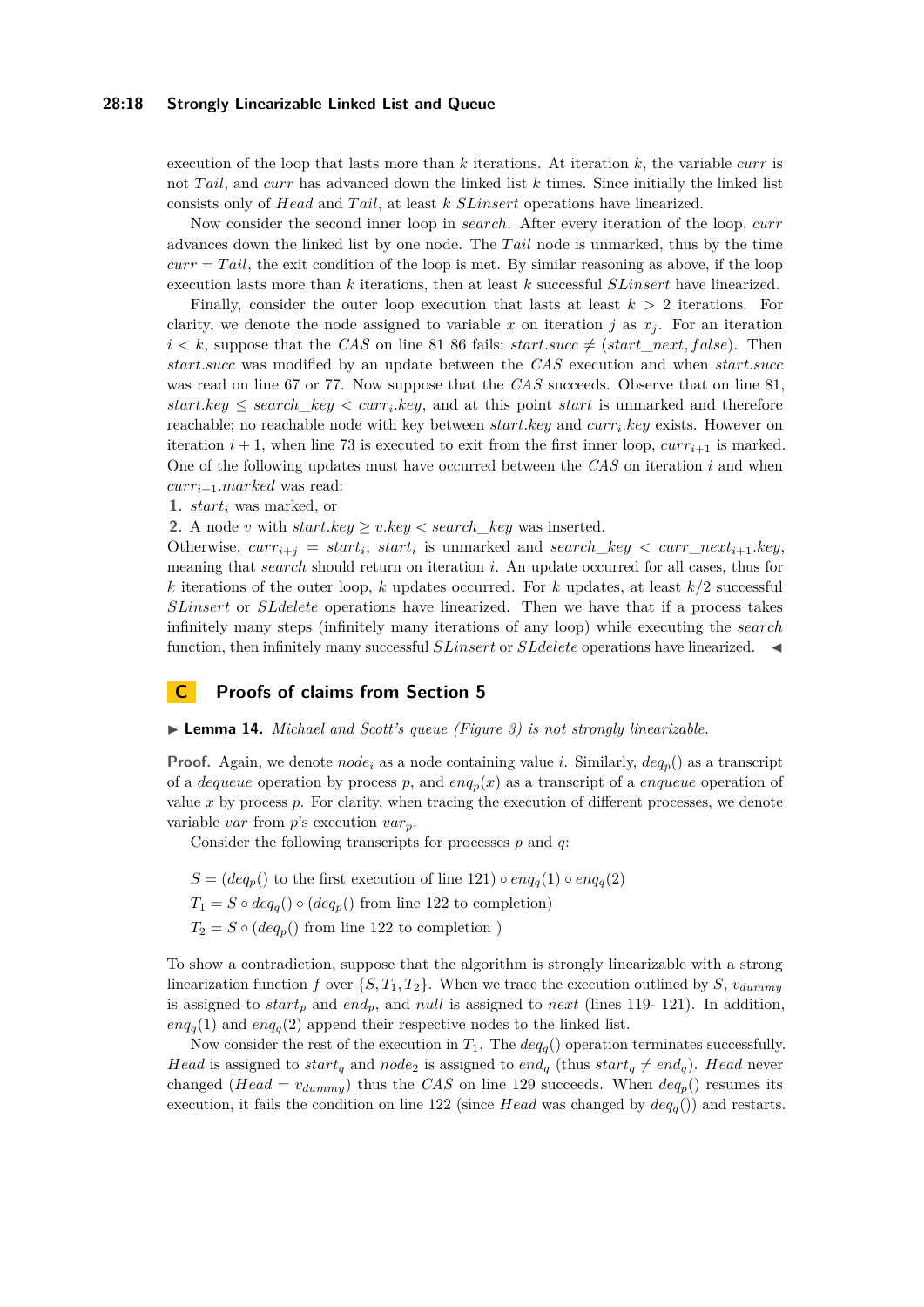execution of the loop that lasts more than $k$ iterations. At iteration $k$, the variable *curr* is not *Tail*, and *curr* has advanced down the linked list $k$ times. Since initially the linked list consists only of *Head* and *Tail*, at least $k$ *SLinsert* operations have linearized.

Now consider the second inner loop in *search*. After every iteration of the loop, *curr* advances down the linked list by one node. The *Tail* node is unmarked, thus by the time $curr = Tail$, the exit condition of the loop is met. By similar reasoning as above, if the loop execution lasts more than $k$ iterations, then at least $k$ successful *SLinsert* have linearized.

Finally, consider the outer loop execution that lasts at least $k > 2$ iterations. For clarity, we denote the node assigned to variable $x$ on iteration $j$ as $x_j$. For an iteration $i < k$, suppose that the *CAS* on line 81 86 fails; $start.succ \neq (start\_next, false)$. Then *start.succ* was modified by an update between the *CAS* execution and when *start.succ* was read on line 67 or 77. Now suppose that the *CAS* succeeds. Observe that on line 81, $start.key \leq search\_key < curr_i.key$, and at this point *start* is unmarked and therefore reachable; no reachable node with key between *start.key* and $curr_i.key$ exists. However on iteration $i+1$, when line 73 is executed to exit from the first inner loop, $curr_{i+1}$ is marked. One of the following updates must have occurred between the *CAS* on iteration $i$ and when $curr_{i+1}.marked$ was read:

1. $start_i$ was marked, or
2. A node $v$ with $start.key \geq v.key < search\_key$ was inserted.

Otherwise, $curr_{i+j} = start_i$, $start_i$ is unmarked and $search\_key < curr\_next_{i+1}.key$, meaning that *search* should return on iteration $i$. An update occurred for all cases, thus for $k$ iterations of the outer loop, $k$ updates occurred. For $k$ updates, at least $k/2$ successful *SLinsert* or *SLdelete* operations have linearized. Then we have that if a process takes infinitely many steps (infinitely many iterations of any loop) while executing the *search* function, then infinitely many successful *SLinsert* or *SLdelete* operations have linearized. ◀

# C Proofs of claims from Section 5

▶ **Lemma 14.** *Michael and Scott's queue (Figure 3) is not strongly linearizable.*

**Proof.** Again, we denote $node_i$ as a node containing value $i$. Similarly, $deq_p()$ as a transcript of a *dequeue* operation by process $p$, and $enq_p(x)$ as a transcript of a *enqueue* operation of value $x$ by process $p$. For clarity, when tracing the execution of different processes, we denote variable *var* from $p$'s execution $var_p$.

Consider the following transcripts for processes $p$ and $q$:

$$S = (deq_p() \text{ to the first execution of line 121}) \circ enq_q(1) \circ enq_q(2)$$
$$T_1 = S \circ deq_q() \circ (deq_p() \text{ from line 122 to completion})$$
$$T_2 = S \circ (deq_p() \text{ from line 122 to completion })$$

To show a contradiction, suppose that the algorithm is strongly linearizable with a strong linearization function $f$ over $\{S, T_1, T_2\}$. When we trace the execution outlined by $S$, $v_{dummy}$ is assigned to $start_p$ and $end_p$, and *null* is assigned to *next* (lines 119- 121). In addition, $enq_q(1)$ and $enq_q(2)$ append their respective nodes to the linked list.

Now consider the rest of the execution in $T_1$. The $deq_q()$ operation terminates successfully. *Head* is assigned to $start_q$ and $node_2$ is assigned to $end_q$ (thus $start_q \neq end_q$). *Head* never changed ($Head = v_{dummy}$) thus the *CAS* on line 129 succeeds. When $deq_p()$ resumes its execution, it fails the condition on line 122 (since *Head* was changed by $deq_q()$) and restarts.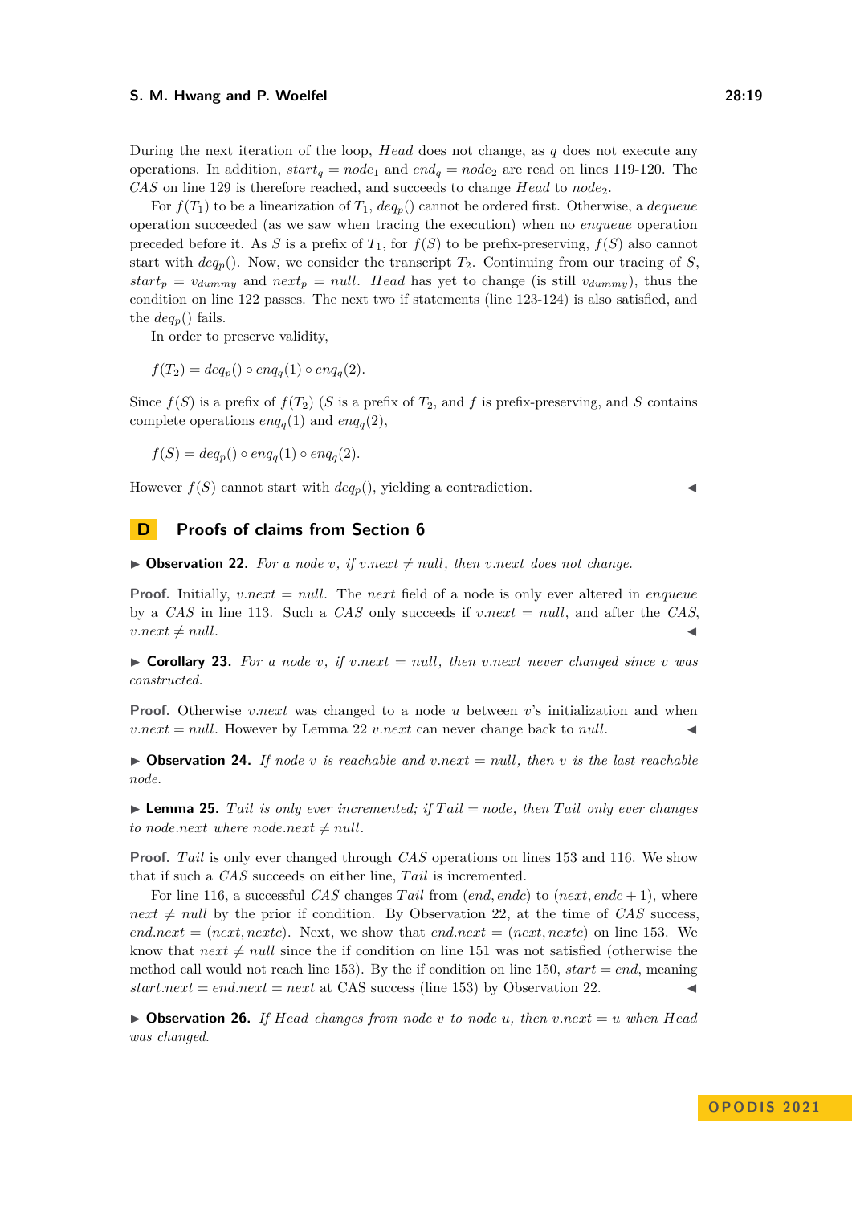During the next iteration of the loop, *Head* does not change, as $q$ does not execute any operations. In addition, $start_q = node_1$ and $end_q = node_2$ are read on lines 119-120. The *CAS* on line 129 is therefore reached, and succeeds to change *Head* to $node_2$.

For $f(T_1)$ to be a linearization of $T_1$, $deq_p()$ cannot be ordered first. Otherwise, a *dequeue* operation succeeded (as we saw when tracing the execution) when no *enqueue* operation preceded before it. As $S$ is a prefix of $T_1$, for $f(S)$ to be prefix-preserving, $f(S)$ also cannot start with $deq_p()$. Now, we consider the transcript $T_2$. Continuing from our tracing of $S$, $start_p = v_{dummy}$ and $next_p = null$. *Head* has yet to change (is still $v_{dummy}$), thus the condition on line 122 passes. The next two if statements (line 123-124) is also satisfied, and the $deq_p()$ fails.

In order to preserve validity,

$$f(T_2) = deq_p() \circ enq_q(1) \circ enq_q(2).$$

Since $f(S)$ is a prefix of $f(T_2)$ ($S$ is a prefix of $T_2$, and $f$ is prefix-preserving, and $S$ contains complete operations $enq_q(1)$ and $enq_q(2)$,

$$f(S) = deq_p() \circ enq_q(1) \circ enq_q(2).$$

However $f(S)$ cannot start with $deq_p()$, yielding a contradiction. ◀

## D Proofs of claims from Section 6

▶ **Observation 22.** *For a node $v$, if $v.next \neq null$, then $v.next$ does not change.*

**Proof.** Initially, $v.next = null$. The *next* field of a node is only ever altered in *enqueue* by a *CAS* in line 113. Such a *CAS* only succeeds if $v.next = null$, and after the *CAS*, $v.next \neq null$. ◀

▶ **Corollary 23.** *For a node $v$, if $v.next = null$, then $v.next$ never changed since $v$ was constructed.*

**Proof.** Otherwise $v.next$ was changed to a node $u$ between $v$'s initialization and when $v.next = null$. However by Lemma 22 $v.next$ can never change back to *null*. ◀

▶ **Observation 24.** *If node $v$ is reachable and $v.next = null$, then $v$ is the last reachable node.*

▶ **Lemma 25.** *Tail is only ever incremented; if $Tail = node$, then Tail only ever changes to node.next where $node.next \neq null$.*

**Proof.** *Tail* is only ever changed through *CAS* operations on lines 153 and 116. We show that if such a *CAS* succeeds on either line, *Tail* is incremented.

For line 116, a successful *CAS* changes *Tail* from $(end, endc)$ to $(next, endc + 1)$, where $next \neq null$ by the prior if condition. By Observation 22, at the time of *CAS* success, $end.next = (next, nextc)$. Next, we show that $end.next = (next, nextc)$ on line 153. We know that $next \neq null$ since the if condition on line 151 was not satisfied (otherwise the method call would not reach line 153). By the if condition on line 150, $start = end$, meaning $start.next = end.next = next$ at CAS success (line 153) by Observation 22. ◀

▶ **Observation 26.** *If Head changes from node $v$ to node $u$, then $v.next = u$ when Head was changed.*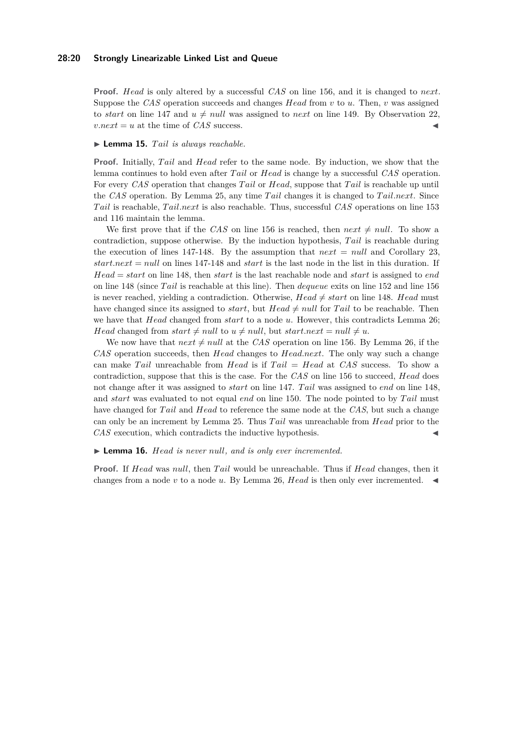**Proof.** *Head* is only altered by a successful *CAS* on line 156, and it is changed to *next*. Suppose the *CAS* operation succeeds and changes *Head* from $v$ to $u$. Then, $v$ was assigned to *start* on line 147 and $u \neq null$ was assigned to *next* on line 149. By Observation 22, $v.next = u$ at the time of *CAS* success. ◀

▶ **Lemma 15.** *Tail is always reachable.*

**Proof.** Initially, *Tail* and *Head* refer to the same node. By induction, we show that the lemma continues to hold even after *Tail* or *Head* is change by a successful *CAS* operation. For every *CAS* operation that changes *Tail* or *Head*, suppose that *Tail* is reachable up until the *CAS* operation. By Lemma 25, any time *Tail* changes it is changed to *Tail.next*. Since *Tail* is reachable, *Tail.next* is also reachable. Thus, successful *CAS* operations on line 153 and 116 maintain the lemma.

We first prove that if the *CAS* on line 156 is reached, then $next \neq null$. To show a contradiction, suppose otherwise. By the induction hypothesis, *Tail* is reachable during the execution of lines 147-148. By the assumption that $next = null$ and Corollary 23, $start.next = null$ on lines 147-148 and *start* is the last node in the list in this duration. If $Head = start$ on line 148, then *start* is the last reachable node and *start* is assigned to *end* on line 148 (since *Tail* is reachable at this line). Then *dequeue* exits on line 152 and line 156 is never reached, yielding a contradiction. Otherwise, $Head \neq start$ on line 148. *Head* must have changed since its assigned to *start*, but $Head \neq null$ for *Tail* to be reachable. Then we have that *Head* changed from *start* to a node $u$. However, this contradicts Lemma 26; *Head* changed from $start \neq null$ to $u \neq null$, but $start.next = null \neq u$.

We now have that $next \neq null$ at the *CAS* operation on line 156. By Lemma 26, if the *CAS* operation succeeds, then *Head* changes to *Head.next*. The only way such a change can make *Tail* unreachable from *Head* is if $Tail = Head$ at *CAS* success. To show a contradiction, suppose that this is the case. For the *CAS* on line 156 to succeed, *Head* does not change after it was assigned to *start* on line 147. *Tail* was assigned to *end* on line 148, and *start* was evaluated to not equal *end* on line 150. The node pointed to by *Tail* must have changed for *Tail* and *Head* to reference the same node at the *CAS*, but such a change can only be an increment by Lemma 25. Thus *Tail* was unreachable from *Head* prior to the *CAS* execution, which contradicts the inductive hypothesis. ◀

▶ **Lemma 16.** *Head is never null, and is only ever incremented.*

**Proof.** If *Head* was *null*, then *Tail* would be unreachable. Thus if *Head* changes, then it changes from a node $v$ to a node $u$. By Lemma 26, *Head* is then only ever incremented. ◀